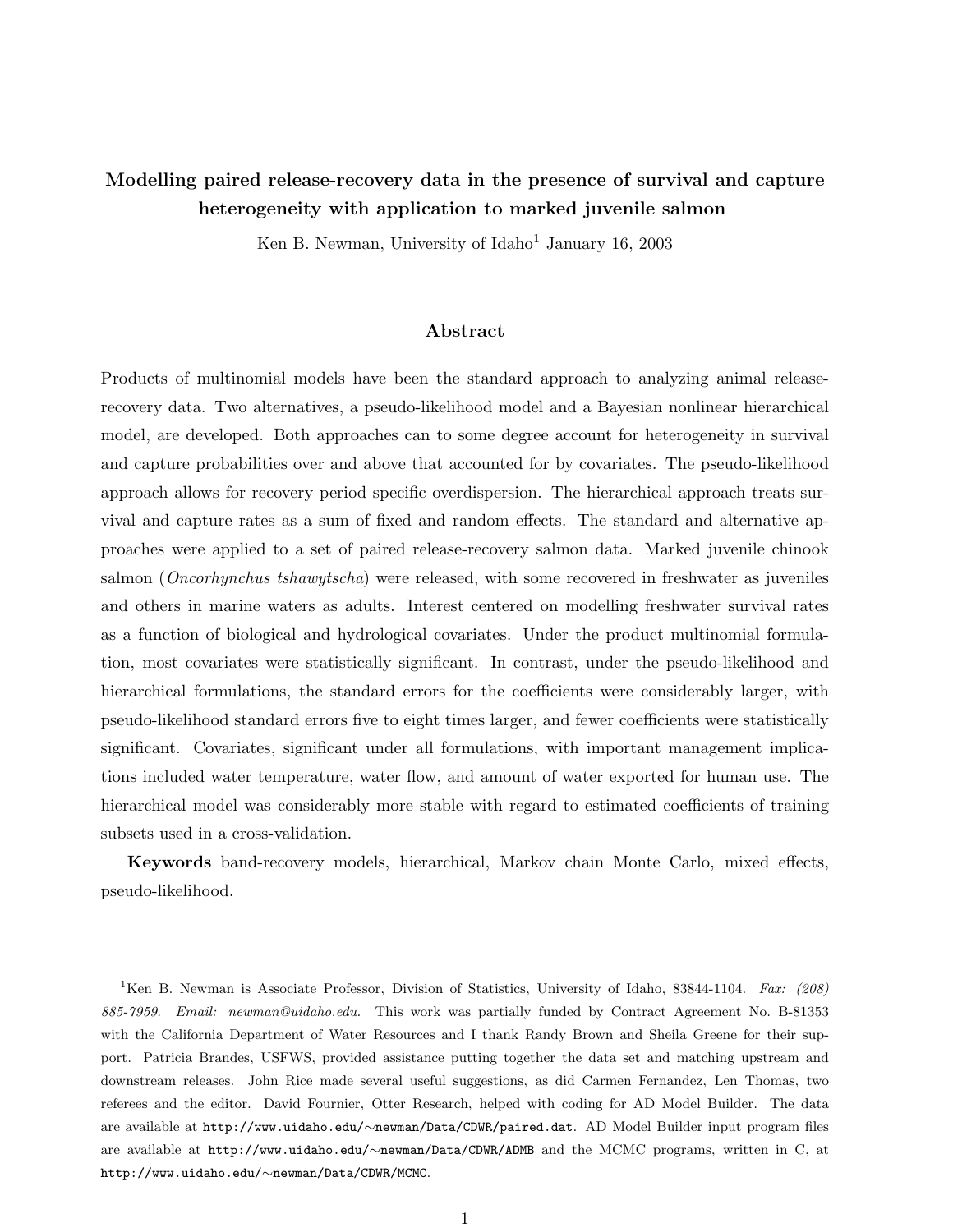# Modelling paired release-recovery data in the presence of survival and capture heterogeneity with application to marked juvenile salmon

Ken B. Newman, University of Idaho[1] January 16, 2003

## Abstract

Products of multinomial models have been the standard approach to analyzing animal release-recovery data. Two alternatives, a pseudo-likelihood model and a Bayesian nonlinear hierarchical model, are developed. Both approaches can to some degree account for heterogeneity in survival and capture probabilities over and above that accounted for by covariates. The pseudo-likelihood approach allows for recovery period specific overdispersion. The hierarchical approach treats survival and capture rates as a sum of fixed and random effects. The standard and alternative approaches were applied to a set of paired release-recovery salmon data. Marked juvenile chinook salmon (*Oncorhynchus tshawytscha*) were released, with some recovered in freshwater as juveniles and others in marine waters as adults. Interest centered on modelling freshwater survival rates as a function of biological and hydrological covariates. Under the product multinomial formulation, most covariates were statistically significant. In contrast, under the pseudo-likelihood and hierarchical formulations, the standard errors for the coefficients were considerably larger, with pseudo-likelihood standard errors five to eight times larger, and fewer coefficients were statistically significant. Covariates, significant under all formulations, with important management implications included water temperature, water flow, and amount of water exported for human use. The hierarchical model was considerably more stable with regard to estimated coefficients of training subsets used in a cross-validation.

**Keywords** band-recovery models, hierarchical, Markov chain Monte Carlo, mixed effects, pseudo-likelihood.

---

[1] Ken B. Newman is Associate Professor, Division of Statistics, University of Idaho, 83844-1104. *Fax: (208) 885-7959. Email: newman@uidaho.edu.* This work was partially funded by Contract Agreement No. B-81353 with the California Department of Water Resources and I thank Randy Brown and Sheila Greene for their support. Patricia Brandes, USFWS, provided assistance putting together the data set and matching upstream and downstream releases. John Rice made several useful suggestions, as did Carmen Fernandez, Len Thomas, two referees and the editor. David Fournier, Otter Research, helped with coding for AD Model Builder. The data are available at `http://www.uidaho.edu/~newman/Data/CDWR/paired.dat`. AD Model Builder input program files are available at `http://www.uidaho.edu/~newman/Data/CDWR/ADMB` and the MCMC programs, written in C, at `http://www.uidaho.edu/~newman/Data/CDWR/MCMC`.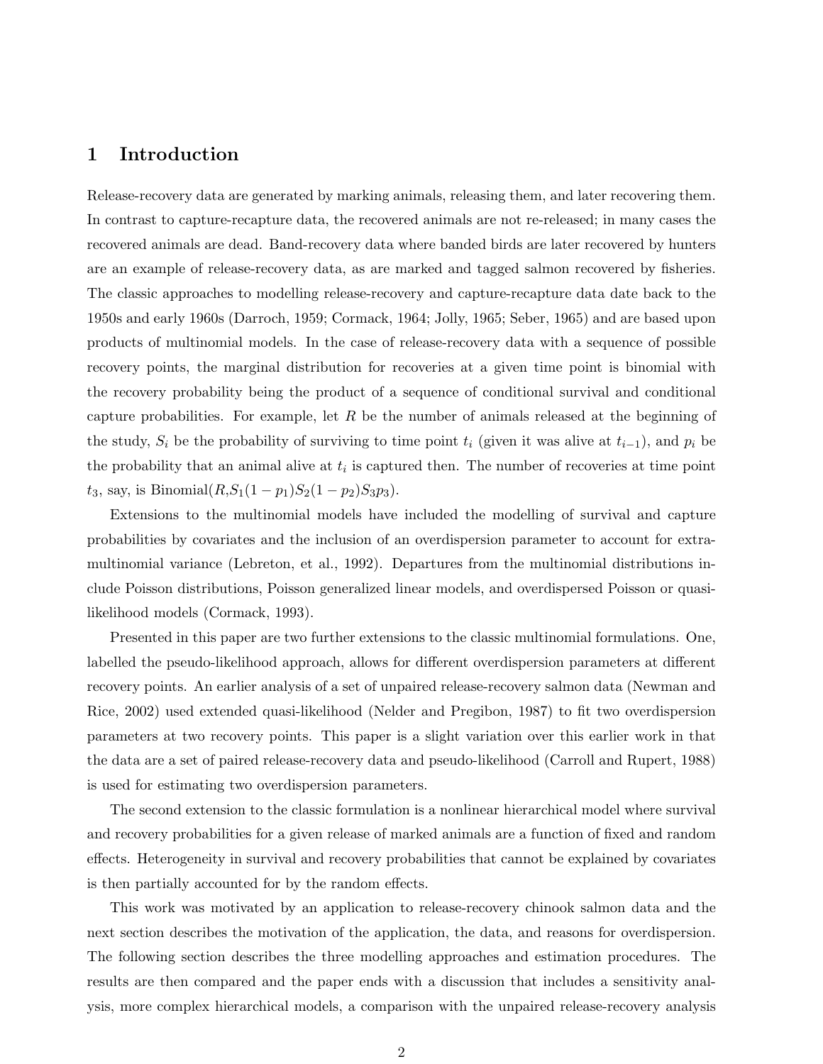# 1 Introduction

Release-recovery data are generated by marking animals, releasing them, and later recovering them. In contrast to capture-recapture data, the recovered animals are not re-released; in many cases the recovered animals are dead. Band-recovery data where banded birds are later recovered by hunters are an example of release-recovery data, as are marked and tagged salmon recovered by fisheries. The classic approaches to modelling release-recovery and capture-recapture data date back to the 1950s and early 1960s (Darroch, 1959; Cormack, 1964; Jolly, 1965; Seber, 1965) and are based upon products of multinomial models. In the case of release-recovery data with a sequence of possible recovery points, the marginal distribution for recoveries at a given time point is binomial with the recovery probability being the product of a sequence of conditional survival and conditional capture probabilities. For example, let $R$ be the number of animals released at the beginning of the study, $S_i$ be the probability of surviving to time point $t_i$ (given it was alive at $t_{i-1}$), and $p_i$ be the probability that an animal alive at $t_i$ is captured then. The number of recoveries at time point $t_3$, say, is Binomial($R$,$S_1(1-p_1)S_2(1-p_2)S_3p_3$).

Extensions to the multinomial models have included the modelling of survival and capture probabilities by covariates and the inclusion of an overdispersion parameter to account for extra-multinomial variance (Lebreton, et al., 1992). Departures from the multinomial distributions include Poisson distributions, Poisson generalized linear models, and overdispersed Poisson or quasi-likelihood models (Cormack, 1993).

Presented in this paper are two further extensions to the classic multinomial formulations. One, labelled the pseudo-likelihood approach, allows for different overdispersion parameters at different recovery points. An earlier analysis of a set of unpaired release-recovery salmon data (Newman and Rice, 2002) used extended quasi-likelihood (Nelder and Pregibon, 1987) to fit two overdispersion parameters at two recovery points. This paper is a slight variation over this earlier work in that the data are a set of paired release-recovery data and pseudo-likelihood (Carroll and Rupert, 1988) is used for estimating two overdispersion parameters.

The second extension to the classic formulation is a nonlinear hierarchical model where survival and recovery probabilities for a given release of marked animals are a function of fixed and random effects. Heterogeneity in survival and recovery probabilities that cannot be explained by covariates is then partially accounted for by the random effects.

This work was motivated by an application to release-recovery chinook salmon data and the next section describes the motivation of the application, the data, and reasons for overdispersion. The following section describes the three modelling approaches and estimation procedures. The results are then compared and the paper ends with a discussion that includes a sensitivity analysis, more complex hierarchical models, a comparison with the unpaired release-recovery analysis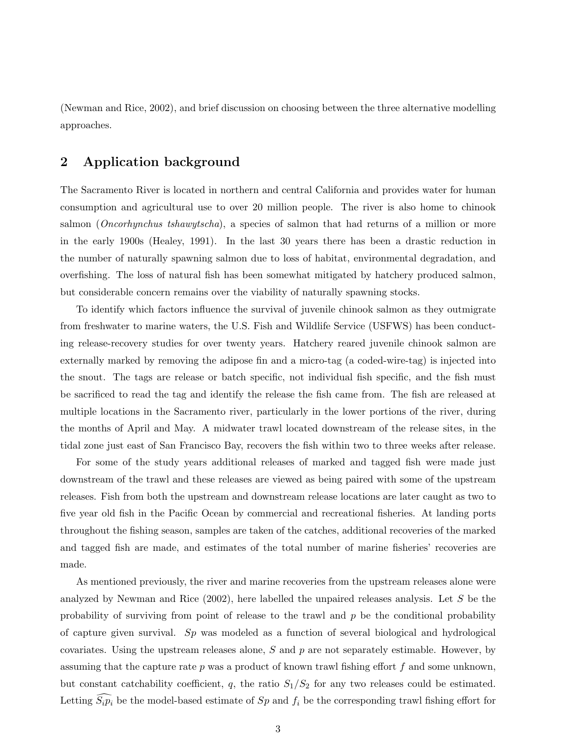(Newman and Rice, 2002), and brief discussion on choosing between the three alternative modelling approaches.

## 2 Application background

The Sacramento River is located in northern and central California and provides water for human consumption and agricultural use to over 20 million people. The river is also home to chinook salmon (*Oncorhynchus tshawytscha*), a species of salmon that had returns of a million or more in the early 1900s (Healey, 1991). In the last 30 years there has been a drastic reduction in the number of naturally spawning salmon due to loss of habitat, environmental degradation, and overfishing. The loss of natural fish has been somewhat mitigated by hatchery produced salmon, but considerable concern remains over the viability of naturally spawning stocks.

To identify which factors influence the survival of juvenile chinook salmon as they outmigrate from freshwater to marine waters, the U.S. Fish and Wildlife Service (USFWS) has been conducting release-recovery studies for over twenty years. Hatchery reared juvenile chinook salmon are externally marked by removing the adipose fin and a micro-tag (a coded-wire-tag) is injected into the snout. The tags are release or batch specific, not individual fish specific, and the fish must be sacrificed to read the tag and identify the release the fish came from. The fish are released at multiple locations in the Sacramento river, particularly in the lower portions of the river, during the months of April and May. A midwater trawl located downstream of the release sites, in the tidal zone just east of San Francisco Bay, recovers the fish within two to three weeks after release.

For some of the study years additional releases of marked and tagged fish were made just downstream of the trawl and these releases are viewed as being paired with some of the upstream releases. Fish from both the upstream and downstream release locations are later caught as two to five year old fish in the Pacific Ocean by commercial and recreational fisheries. At landing ports throughout the fishing season, samples are taken of the catches, additional recoveries of the marked and tagged fish are made, and estimates of the total number of marine fisheries' recoveries are made.

As mentioned previously, the river and marine recoveries from the upstream releases alone were analyzed by Newman and Rice (2002), here labelled the unpaired releases analysis. Let $S$ be the probability of surviving from point of release to the trawl and $p$ be the conditional probability of capture given survival. $Sp$ was modeled as a function of several biological and hydrological covariates. Using the upstream releases alone, $S$ and $p$ are not separately estimable. However, by assuming that the capture rate $p$ was a product of known trawl fishing effort $f$ and some unknown, but constant catchability coefficient, $q$, the ratio $S_1/S_2$ for any two releases could be estimated. Letting $\widehat{S_i p_i}$ be the model-based estimate of $Sp$ and $f_i$ be the corresponding trawl fishing effort for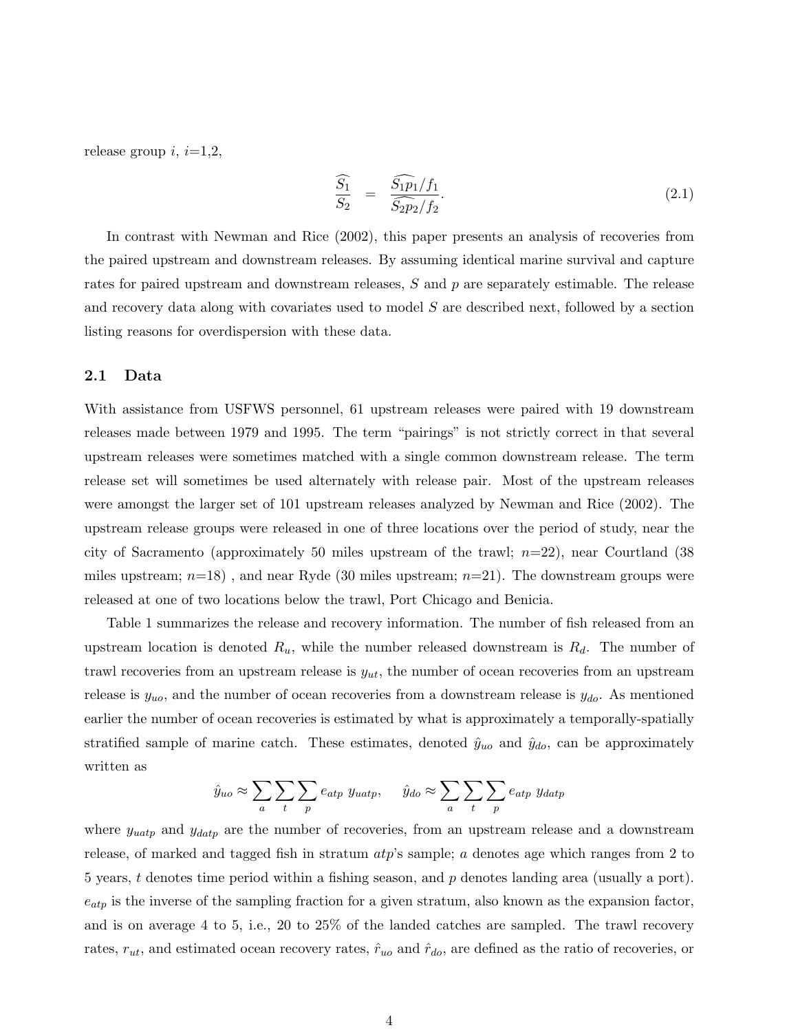release group $i$, $i$=1,2,

$$\widehat{\frac{S_1}{S_2}} = \frac{\widehat{S_1 p_1}/f_1}{\widehat{S_2 p_2}/f_2}. \tag{2.1}$$

In contrast with Newman and Rice (2002), this paper presents an analysis of recoveries from the paired upstream and downstream releases. By assuming identical marine survival and capture rates for paired upstream and downstream releases, $S$ and $p$ are separately estimable. The release and recovery data along with covariates used to model $S$ are described next, followed by a section listing reasons for overdispersion with these data.

## 2.1 Data

With assistance from USFWS personnel, 61 upstream releases were paired with 19 downstream releases made between 1979 and 1995. The term "pairings" is not strictly correct in that several upstream releases were sometimes matched with a single common downstream release. The term release set will sometimes be used alternately with release pair. Most of the upstream releases were amongst the larger set of 101 upstream releases analyzed by Newman and Rice (2002). The upstream release groups were released in one of three locations over the period of study, near the city of Sacramento (approximately 50 miles upstream of the trawl; $n$=22), near Courtland (38 miles upstream; $n$=18) , and near Ryde (30 miles upstream; $n$=21). The downstream groups were released at one of two locations below the trawl, Port Chicago and Benicia.

Table 1 summarizes the release and recovery information. The number of fish released from an upstream location is denoted $R_u$, while the number released downstream is $R_d$. The number of trawl recoveries from an upstream release is $y_{ut}$, the number of ocean recoveries from an upstream release is $y_{uo}$, and the number of ocean recoveries from a downstream release is $y_{do}$. As mentioned earlier the number of ocean recoveries is estimated by what is approximately a temporally-spatially stratified sample of marine catch. These estimates, denoted $\hat{y}_{uo}$ and $\hat{y}_{do}$, can be approximately written as

$$\hat{y}_{uo} \approx \sum_a \sum_t \sum_p e_{atp}\ y_{uatp}, \quad \hat{y}_{do} \approx \sum_a \sum_t \sum_p e_{atp}\ y_{datp}$$

where $y_{uatp}$ and $y_{datp}$ are the number of recoveries, from an upstream release and a downstream release, of marked and tagged fish in stratum $atp$'s sample; $a$ denotes age which ranges from 2 to 5 years, $t$ denotes time period within a fishing season, and $p$ denotes landing area (usually a port). $e_{atp}$ is the inverse of the sampling fraction for a given stratum, also known as the expansion factor, and is on average 4 to 5, i.e., 20 to 25% of the landed catches are sampled. The trawl recovery rates, $r_{ut}$, and estimated ocean recovery rates, $\hat{r}_{uo}$ and $\hat{r}_{do}$, are defined as the ratio of recoveries, or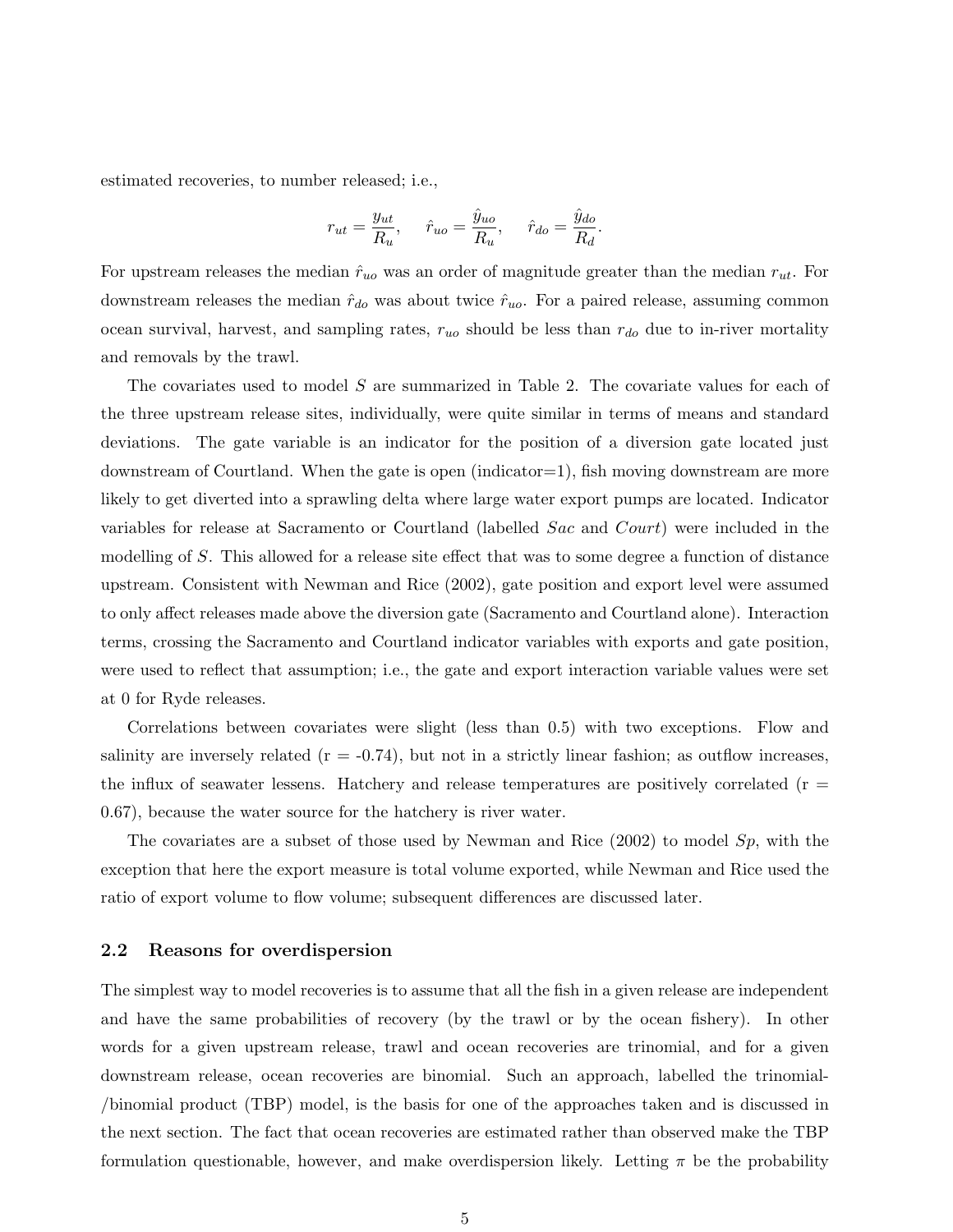estimated recoveries, to number released; i.e.,

$$r_{ut} = \frac{y_{ut}}{R_u}, \quad \hat{r}_{uo} = \frac{\hat{y}_{uo}}{R_u}, \quad \hat{r}_{do} = \frac{\hat{y}_{do}}{R_d}.$$

For upstream releases the median $\hat{r}_{uo}$ was an order of magnitude greater than the median $r_{ut}$. For downstream releases the median $\hat{r}_{do}$ was about twice $\hat{r}_{uo}$. For a paired release, assuming common ocean survival, harvest, and sampling rates, $r_{uo}$ should be less than $r_{do}$ due to in-river mortality and removals by the trawl.

The covariates used to model $S$ are summarized in Table 2. The covariate values for each of the three upstream release sites, individually, were quite similar in terms of means and standard deviations. The gate variable is an indicator for the position of a diversion gate located just downstream of Courtland. When the gate is open (indicator=1), fish moving downstream are more likely to get diverted into a sprawling delta where large water export pumps are located. Indicator variables for release at Sacramento or Courtland (labelled *Sac* and *Court*) were included in the modelling of $S$. This allowed for a release site effect that was to some degree a function of distance upstream. Consistent with Newman and Rice (2002), gate position and export level were assumed to only affect releases made above the diversion gate (Sacramento and Courtland alone). Interaction terms, crossing the Sacramento and Courtland indicator variables with exports and gate position, were used to reflect that assumption; i.e., the gate and export interaction variable values were set at 0 for Ryde releases.

Correlations between covariates were slight (less than 0.5) with two exceptions. Flow and salinity are inversely related (r = -0.74), but not in a strictly linear fashion; as outflow increases, the influx of seawater lessens. Hatchery and release temperatures are positively correlated (r = 0.67), because the water source for the hatchery is river water.

The covariates are a subset of those used by Newman and Rice (2002) to model $Sp$, with the exception that here the export measure is total volume exported, while Newman and Rice used the ratio of export volume to flow volume; subsequent differences are discussed later.

## 2.2 Reasons for overdispersion

The simplest way to model recoveries is to assume that all the fish in a given release are independent and have the same probabilities of recovery (by the trawl or by the ocean fishery). In other words for a given upstream release, trawl and ocean recoveries are trinomial, and for a given downstream release, ocean recoveries are binomial. Such an approach, labelled the trinomial-/binomial product (TBP) model, is the basis for one of the approaches taken and is discussed in the next section. The fact that ocean recoveries are estimated rather than observed make the TBP formulation questionable, however, and make overdispersion likely. Letting $\pi$ be the probability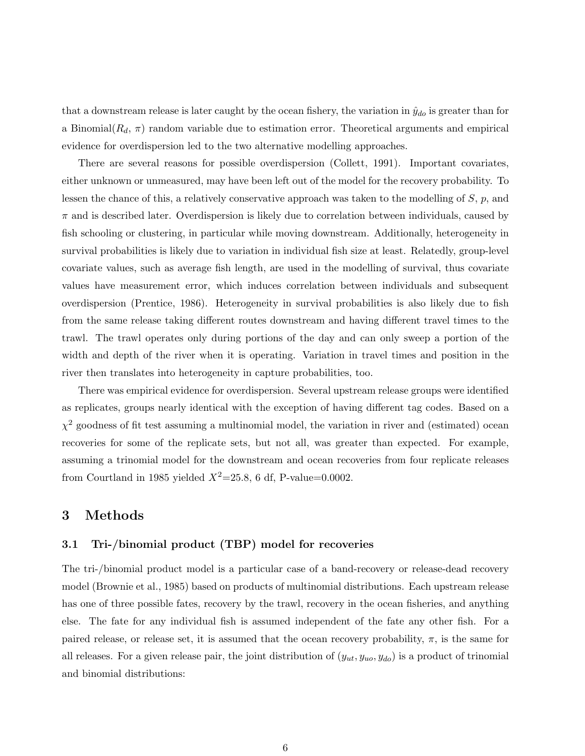that a downstream release is later caught by the ocean fishery, the variation in $\hat{y}_{do}$ is greater than for a Binomial($R_d$, $\pi$) random variable due to estimation error. Theoretical arguments and empirical evidence for overdispersion led to the two alternative modelling approaches.

There are several reasons for possible overdispersion (Collett, 1991). Important covariates, either unknown or unmeasured, may have been left out of the model for the recovery probability. To lessen the chance of this, a relatively conservative approach was taken to the modelling of $S$, $p$, and $\pi$ and is described later. Overdispersion is likely due to correlation between individuals, caused by fish schooling or clustering, in particular while moving downstream. Additionally, heterogeneity in survival probabilities is likely due to variation in individual fish size at least. Relatedly, group-level covariate values, such as average fish length, are used in the modelling of survival, thus covariate values have measurement error, which induces correlation between individuals and subsequent overdispersion (Prentice, 1986). Heterogeneity in survival probabilities is also likely due to fish from the same release taking different routes downstream and having different travel times to the trawl. The trawl operates only during portions of the day and can only sweep a portion of the width and depth of the river when it is operating. Variation in travel times and position in the river then translates into heterogeneity in capture probabilities, too.

There was empirical evidence for overdispersion. Several upstream release groups were identified as replicates, groups nearly identical with the exception of having different tag codes. Based on a $\chi^2$ goodness of fit test assuming a multinomial model, the variation in river and (estimated) ocean recoveries for some of the replicate sets, but not all, was greater than expected. For example, assuming a trinomial model for the downstream and ocean recoveries from four replicate releases from Courtland in 1985 yielded $X^2$=25.8, 6 df, P-value=0.0002.

# 3 Methods

## 3.1 Tri-/binomial product (TBP) model for recoveries

The tri-/binomial product model is a particular case of a band-recovery or release-dead recovery model (Brownie et al., 1985) based on products of multinomial distributions. Each upstream release has one of three possible fates, recovery by the trawl, recovery in the ocean fisheries, and anything else. The fate for any individual fish is assumed independent of the fate any other fish. For a paired release, or release set, it is assumed that the ocean recovery probability, $\pi$, is the same for all releases. For a given release pair, the joint distribution of $(y_{ut}, y_{uo}, y_{do})$ is a product of trinomial and binomial distributions: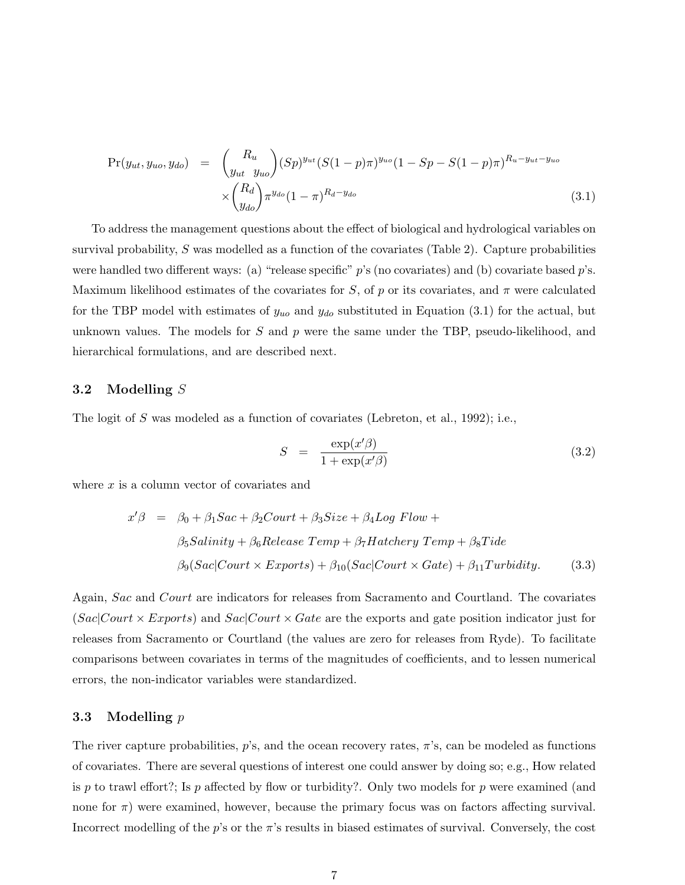$$
\begin{aligned}
\Pr(y_{ut}, y_{uo}, y_{do}) &= \binom{R_u}{y_{ut} \;\; y_{uo}} (Sp)^{y_{ut}} (S(1-p)\pi)^{y_{uo}} (1 - Sp - S(1-p)\pi)^{R_u - y_{ut} - y_{uo}} \\
&\quad \times \binom{R_d}{y_{do}} \pi^{y_{do}} (1-\pi)^{R_d - y_{do}}
\end{aligned} \tag{3.1}
$$

To address the management questions about the effect of biological and hydrological variables on survival probability, $S$ was modelled as a function of the covariates (Table 2). Capture probabilities were handled two different ways: (a) "release specific" $p$'s (no covariates) and (b) covariate based $p$'s. Maximum likelihood estimates of the covariates for $S$, of $p$ or its covariates, and $\pi$ were calculated for the TBP model with estimates of $y_{uo}$ and $y_{do}$ substituted in Equation (3.1) for the actual, but unknown values. The models for $S$ and $p$ were the same under the TBP, pseudo-likelihood, and hierarchical formulations, and are described next.

## 3.2 Modelling $S$

The logit of $S$ was modeled as a function of covariates (Lebreton, et al., 1992); i.e.,

$$
S = \frac{\exp(x'\beta)}{1 + \exp(x'\beta)} \tag{3.2}
$$

where $x$ is a column vector of covariates and

$$
\begin{aligned}
x'\beta &= \beta_0 + \beta_1 Sac + \beta_2 Court + \beta_3 Size + \beta_4 Log\ Flow + \\
&\quad \beta_5 Salinity + \beta_6 Release\ Temp + \beta_7 Hatchery\ Temp + \beta_8 Tide \\
&\quad \beta_9 (Sac|Court \times Exports) + \beta_{10}(Sac|Court \times Gate) + \beta_{11} Turbidity.
\end{aligned} \tag{3.3}
$$

Again, *Sac* and *Court* are indicators for releases from Sacramento and Courtland. The covariates ($Sac|Court \times Exports$) and $Sac|Court \times Gate$ are the exports and gate position indicator just for releases from Sacramento or Courtland (the values are zero for releases from Ryde). To facilitate comparisons between covariates in terms of the magnitudes of coefficients, and to lessen numerical errors, the non-indicator variables were standardized.

## 3.3 Modelling $p$

The river capture probabilities, $p$'s, and the ocean recovery rates, $\pi$'s, can be modeled as functions of covariates. There are several questions of interest one could answer by doing so; e.g., How related is $p$ to trawl effort?; Is $p$ affected by flow or turbidity?. Only two models for $p$ were examined (and none for $\pi$) were examined, however, because the primary focus was on factors affecting survival. Incorrect modelling of the $p$'s or the $\pi$'s results in biased estimates of survival. Conversely, the cost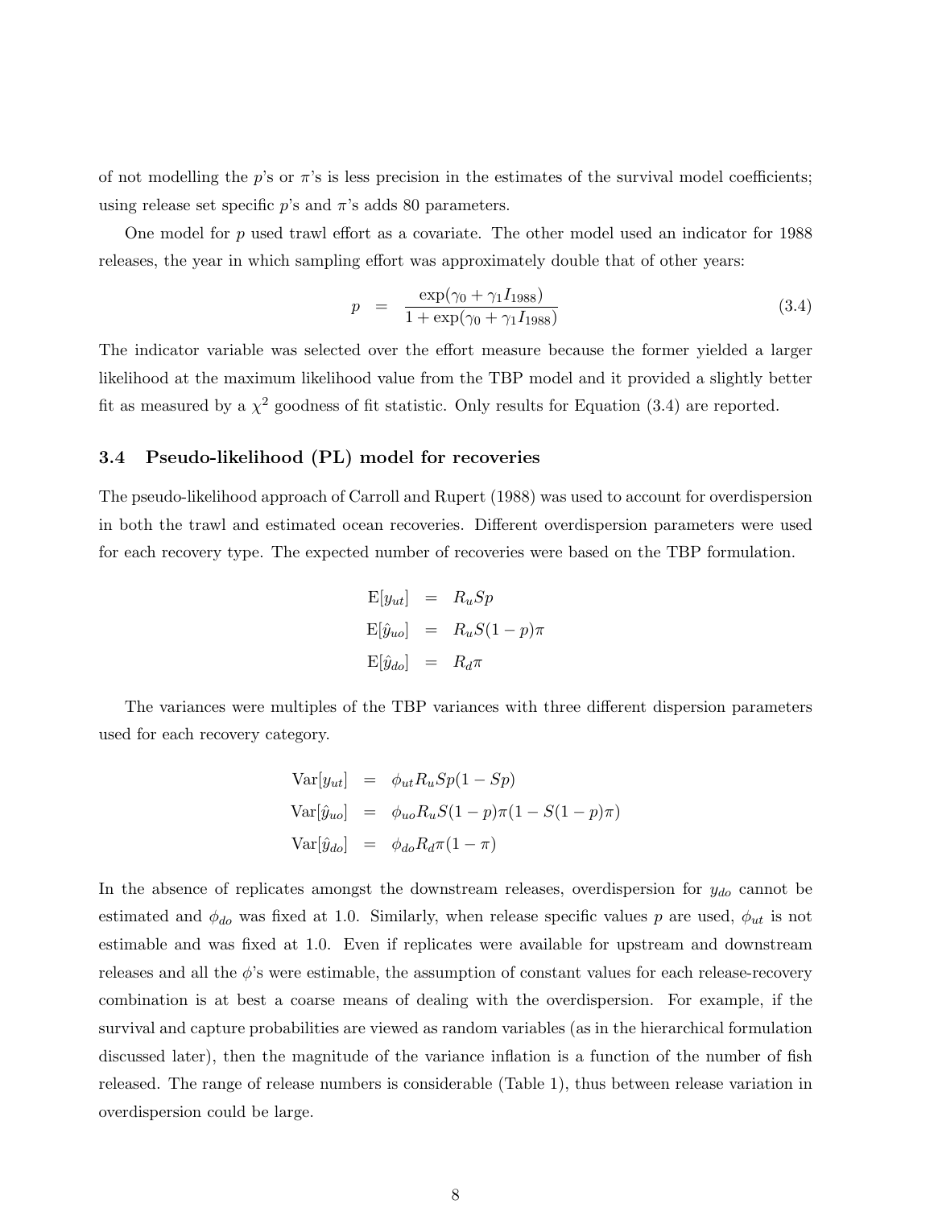of not modelling the $p$'s or $\pi$'s is less precision in the estimates of the survival model coefficients; using release set specific $p$'s and $\pi$'s adds 80 parameters.

One model for $p$ used trawl effort as a covariate. The other model used an indicator for 1988 releases, the year in which sampling effort was approximately double that of other years:

$$p = \frac{\exp(\gamma_0 + \gamma_1 I_{1988})}{1 + \exp(\gamma_0 + \gamma_1 I_{1988})} \tag{3.4}$$

The indicator variable was selected over the effort measure because the former yielded a larger likelihood at the maximum likelihood value from the TBP model and it provided a slightly better fit as measured by a $\chi^2$ goodness of fit statistic. Only results for Equation (3.4) are reported.

### 3.4 Pseudo-likelihood (PL) model for recoveries

The pseudo-likelihood approach of Carroll and Rupert (1988) was used to account for overdispersion in both the trawl and estimated ocean recoveries. Different overdispersion parameters were used for each recovery type. The expected number of recoveries were based on the TBP formulation.

$$\begin{aligned}
\mathrm{E}[y_{ut}] &= R_u S p \\
\mathrm{E}[\hat{y}_{uo}] &= R_u S (1-p)\pi \\
\mathrm{E}[\hat{y}_{do}] &= R_d \pi
\end{aligned}$$

The variances were multiples of the TBP variances with three different dispersion parameters used for each recovery category.

$$\begin{aligned}
\mathrm{Var}[y_{ut}] &= \phi_{ut} R_u S p (1 - Sp) \\
\mathrm{Var}[\hat{y}_{uo}] &= \phi_{uo} R_u S (1-p)\pi (1 - S(1-p)\pi) \\
\mathrm{Var}[\hat{y}_{do}] &= \phi_{do} R_d \pi (1 - \pi)
\end{aligned}$$

In the absence of replicates amongst the downstream releases, overdispersion for $y_{do}$ cannot be estimated and $\phi_{do}$ was fixed at 1.0. Similarly, when release specific values $p$ are used, $\phi_{ut}$ is not estimable and was fixed at 1.0. Even if replicates were available for upstream and downstream releases and all the $\phi$'s were estimable, the assumption of constant values for each release-recovery combination is at best a coarse means of dealing with the overdispersion. For example, if the survival and capture probabilities are viewed as random variables (as in the hierarchical formulation discussed later), then the magnitude of the variance inflation is a function of the number of fish released. The range of release numbers is considerable (Table 1), thus between release variation in overdispersion could be large.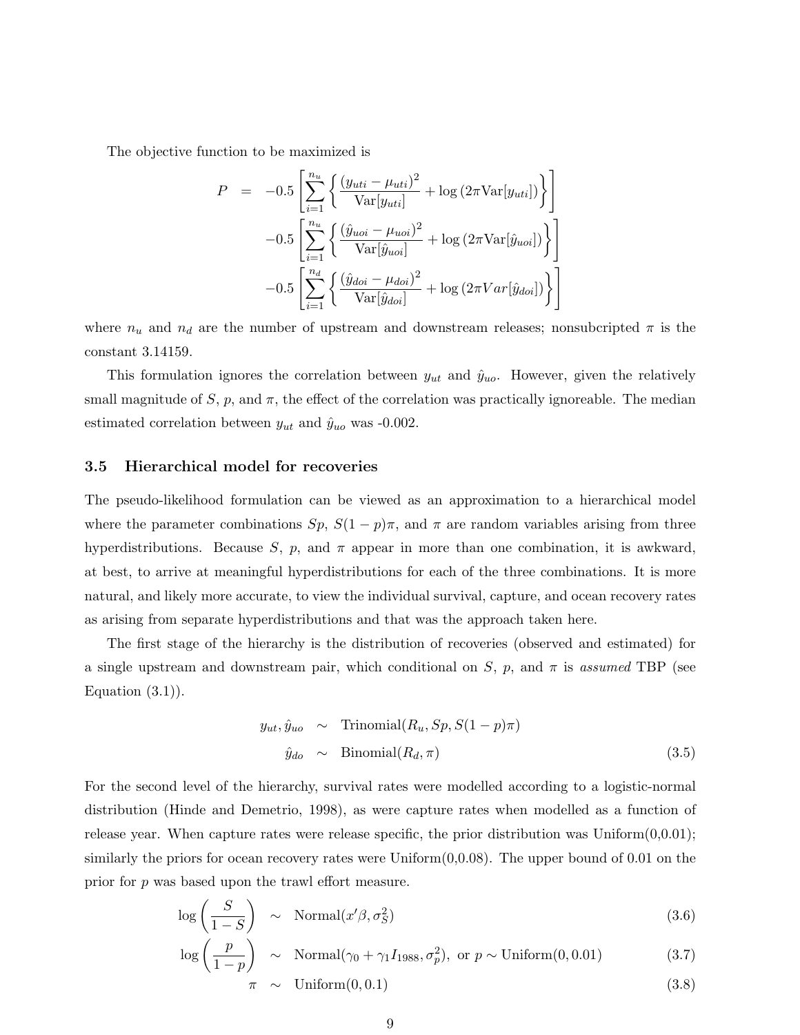The objective function to be maximized is

$$
\begin{aligned}
P &= -0.5\left[\sum_{i=1}^{n_u}\left\{\frac{(y_{uti}-\mu_{uti})^2}{\mathrm{Var}[y_{uti}]}+\log\left(2\pi\mathrm{Var}[y_{uti}]\right)\right\}\right] \\
&\quad -0.5\left[\sum_{i=1}^{n_u}\left\{\frac{(\hat{y}_{uoi}-\mu_{uoi})^2}{\mathrm{Var}[\hat{y}_{uoi}]}+\log\left(2\pi\mathrm{Var}[\hat{y}_{uoi}]\right)\right\}\right] \\
&\quad -0.5\left[\sum_{i=1}^{n_d}\left\{\frac{(\hat{y}_{doi}-\mu_{doi})^2}{\mathrm{Var}[\hat{y}_{doi}]}+\log\left(2\pi Var[\hat{y}_{doi}]\right)\right\}\right]
\end{aligned}
$$

where $n_u$ and $n_d$ are the number of upstream and downstream releases; nonsubcripted $\pi$ is the constant 3.14159.

This formulation ignores the correlation between $y_{ut}$ and $\hat{y}_{uo}$. However, given the relatively small magnitude of $S$, $p$, and $\pi$, the effect of the correlation was practically ignoreable. The median estimated correlation between $y_{ut}$ and $\hat{y}_{uo}$ was -0.002.

### 3.5 Hierarchical model for recoveries

The pseudo-likelihood formulation can be viewed as an approximation to a hierarchical model where the parameter combinations $Sp$, $S(1-p)\pi$, and $\pi$ are random variables arising from three hyperdistributions. Because $S$, $p$, and $\pi$ appear in more than one combination, it is awkward, at best, to arrive at meaningful hyperdistributions for each of the three combinations. It is more natural, and likely more accurate, to view the individual survival, capture, and ocean recovery rates as arising from separate hyperdistributions and that was the approach taken here.

The first stage of the hierarchy is the distribution of recoveries (observed and estimated) for a single upstream and downstream pair, which conditional on $S$, $p$, and $\pi$ is *assumed* TBP (see Equation (3.1)).

$$
\begin{aligned}
y_{ut}, \hat{y}_{uo} &\sim \mathrm{Trinomial}(R_u, Sp, S(1-p)\pi) \\
\hat{y}_{do} &\sim \mathrm{Binomial}(R_d, \pi)
\end{aligned}
\tag{3.5}
$$

For the second level of the hierarchy, survival rates were modelled according to a logistic-normal distribution (Hinde and Demetrio, 1998), as were capture rates when modelled as a function of release year. When capture rates were release specific, the prior distribution was Uniform(0,0.01); similarly the priors for ocean recovery rates were Uniform(0,0.08). The upper bound of 0.01 on the prior for $p$ was based upon the trawl effort measure.

$$
\log\left(\frac{S}{1-S}\right) \sim \mathrm{Normal}(x'\beta, \sigma_S^2) \tag{3.6}
$$

$$
\log\left(\frac{p}{1-p}\right) \sim \mathrm{Normal}(\gamma_0+\gamma_1 I_{1988}, \sigma_p^2),\ \text{or } p \sim \mathrm{Uniform}(0, 0.01) \tag{3.7}
$$

$$
\pi \sim \mathrm{Uniform}(0, 0.1) \tag{3.8}
$$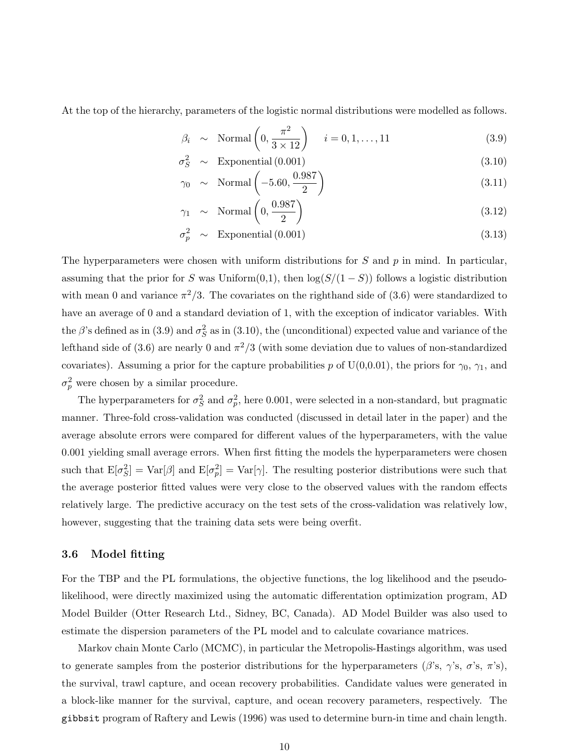At the top of the hierarchy, parameters of the logistic normal distributions were modelled as follows.

$$\beta_i \sim \text{Normal}\left(0, \frac{\pi^2}{3 \times 12}\right) \qquad i = 0, 1, \ldots, 11 \tag{3.9}$$

$$\sigma_S^2 \sim \text{Exponential}\,(0.001) \tag{3.10}$$

$$\gamma_0 \sim \text{Normal}\left(-5.60, \frac{0.987}{2}\right) \tag{3.11}$$

$$\gamma_1 \sim \text{Normal}\left(0, \frac{0.987}{2}\right) \tag{3.12}$$

$$\sigma_p^2 \sim \text{Exponential}\,(0.001) \tag{3.13}$$

The hyperparameters were chosen with uniform distributions for $S$ and $p$ in mind. In particular, assuming that the prior for $S$ was Uniform(0,1), then $\log(S/(1-S))$ follows a logistic distribution with mean 0 and variance $\pi^2/3$. The covariates on the righthand side of (3.6) were standardized to have an average of 0 and a standard deviation of 1, with the exception of indicator variables. With the $\beta$'s defined as in (3.9) and $\sigma_S^2$ as in (3.10), the (unconditional) expected value and variance of the lefthand side of (3.6) are nearly 0 and $\pi^2/3$ (with some deviation due to values of non-standardized covariates). Assuming a prior for the capture probabilities $p$ of U(0,0.01), the priors for $\gamma_0$, $\gamma_1$, and $\sigma_p^2$ were chosen by a similar procedure.

The hyperparameters for $\sigma_S^2$ and $\sigma_p^2$, here 0.001, were selected in a non-standard, but pragmatic manner. Three-fold cross-validation was conducted (discussed in detail later in the paper) and the average absolute errors were compared for different values of the hyperparameters, with the value 0.001 yielding small average errors. When first fitting the models the hyperparameters were chosen such that $\mathrm{E}[\sigma_S^2] = \mathrm{Var}[\beta]$ and $\mathrm{E}[\sigma_p^2] = \mathrm{Var}[\gamma]$. The resulting posterior distributions were such that the average posterior fitted values were very close to the observed values with the random effects relatively large. The predictive accuracy on the test sets of the cross-validation was relatively low, however, suggesting that the training data sets were being overfit.

### 3.6 Model fitting

For the TBP and the PL formulations, the objective functions, the log likelihood and the pseudo-likelihood, were directly maximized using the automatic differentation optimization program, AD Model Builder (Otter Research Ltd., Sidney, BC, Canada). AD Model Builder was also used to estimate the dispersion parameters of the PL model and to calculate covariance matrices.

Markov chain Monte Carlo (MCMC), in particular the Metropolis-Hastings algorithm, was used to generate samples from the posterior distributions for the hyperparameters ($\beta$'s, $\gamma$'s, $\sigma$'s, $\pi$'s), the survival, trawl capture, and ocean recovery probabilities. Candidate values were generated in a block-like manner for the survival, capture, and ocean recovery parameters, respectively. The `gibbsit` program of Raftery and Lewis (1996) was used to determine burn-in time and chain length.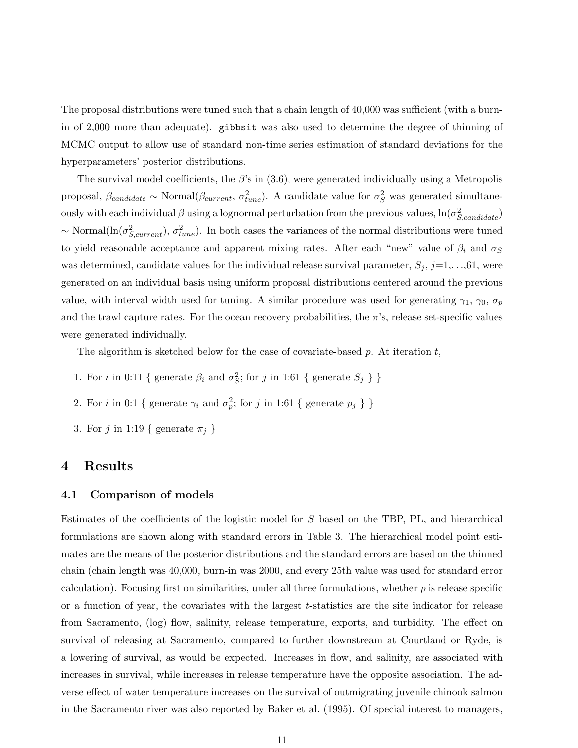The proposal distributions were tuned such that a chain length of 40,000 was sufficient (with a burn-in of 2,000 more than adequate). `gibbsit` was also used to determine the degree of thinning of MCMC output to allow use of standard non-time series estimation of standard deviations for the hyperparameters' posterior distributions.

The survival model coefficients, the $\beta$'s in (3.6), were generated individually using a Metropolis proposal, $\beta_{candidate} \sim$ Normal($\beta_{current}$, $\sigma^2_{tune}$). A candidate value for $\sigma^2_S$ was generated simultaneously with each individual $\beta$ using a lognormal perturbation from the previous values, $\ln(\sigma^2_{S,candidate})$ $\sim$ Normal($\ln(\sigma^2_{S,current})$, $\sigma^2_{tune}$). In both cases the variances of the normal distributions were tuned to yield reasonable acceptance and apparent mixing rates. After each "new" value of $\beta_i$ and $\sigma_S$ was determined, candidate values for the individual release survival parameter, $S_j$, $j$=1,...,61, were generated on an individual basis using uniform proposal distributions centered around the previous value, with interval width used for tuning. A similar procedure was used for generating $\gamma_1$, $\gamma_0$, $\sigma_p$ and the trawl capture rates. For the ocean recovery probabilities, the $\pi$'s, release set-specific values were generated individually.

The algorithm is sketched below for the case of covariate-based $p$. At iteration $t$,

1. For $i$ in 0:11 { generate $\beta_i$ and $\sigma^2_S$; for $j$ in 1:61 { generate $S_j$ } }
2. For $i$ in 0:1 { generate $\gamma_i$ and $\sigma^2_p$; for $j$ in 1:61 { generate $p_j$ } }
3. For $j$ in 1:19 { generate $\pi_j$ }

# 4 Results

## 4.1 Comparison of models

Estimates of the coefficients of the logistic model for $S$ based on the TBP, PL, and hierarchical formulations are shown along with standard errors in Table 3. The hierarchical model point estimates are the means of the posterior distributions and the standard errors are based on the thinned chain (chain length was 40,000, burn-in was 2000, and every 25th value was used for standard error calculation). Focusing first on similarities, under all three formulations, whether $p$ is release specific or a function of year, the covariates with the largest $t$-statistics are the site indicator for release from Sacramento, (log) flow, salinity, release temperature, exports, and turbidity. The effect on survival of releasing at Sacramento, compared to further downstream at Courtland or Ryde, is a lowering of survival, as would be expected. Increases in flow, and salinity, are associated with increases in survival, while increases in release temperature have the opposite association. The adverse effect of water temperature increases on the survival of outmigrating juvenile chinook salmon in the Sacramento river was also reported by Baker et al. (1995). Of special interest to managers,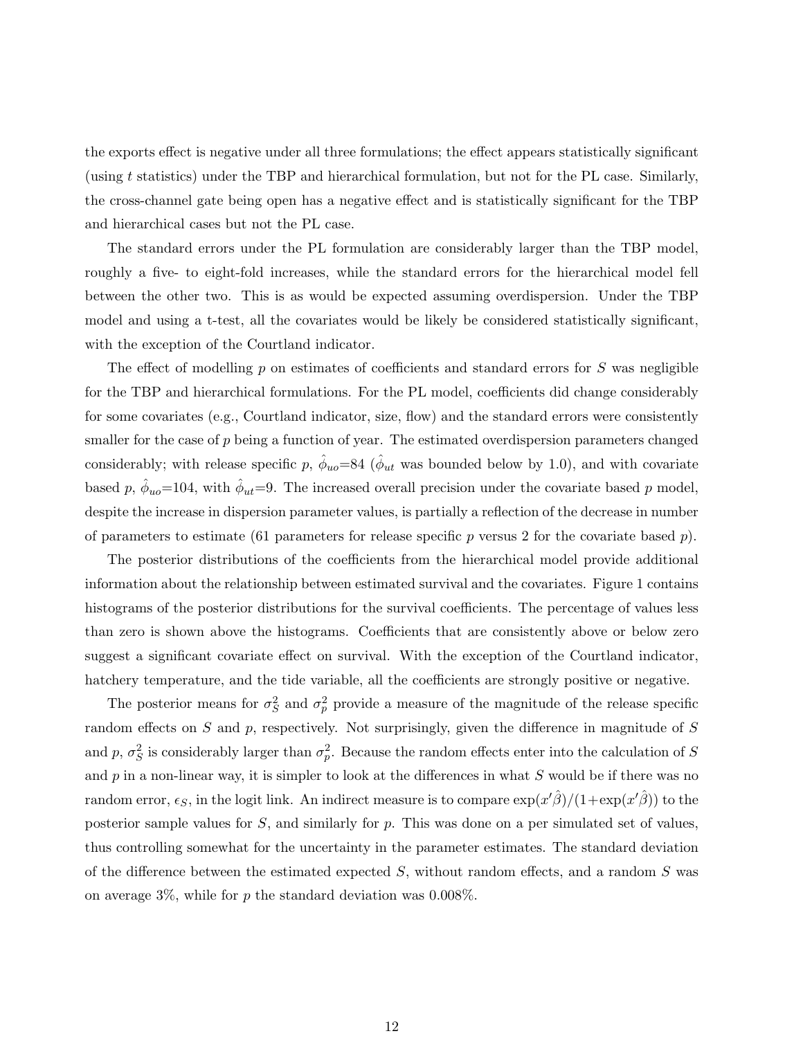the exports effect is negative under all three formulations; the effect appears statistically significant (using $t$ statistics) under the TBP and hierarchical formulation, but not for the PL case. Similarly, the cross-channel gate being open has a negative effect and is statistically significant for the TBP and hierarchical cases but not the PL case.

The standard errors under the PL formulation are considerably larger than the TBP model, roughly a five- to eight-fold increases, while the standard errors for the hierarchical model fell between the other two. This is as would be expected assuming overdispersion. Under the TBP model and using a t-test, all the covariates would be likely be considered statistically significant, with the exception of the Courtland indicator.

The effect of modelling $p$ on estimates of coefficients and standard errors for $S$ was negligible for the TBP and hierarchical formulations. For the PL model, coefficients did change considerably for some covariates (e.g., Courtland indicator, size, flow) and the standard errors were consistently smaller for the case of $p$ being a function of year. The estimated overdispersion parameters changed considerably; with release specific $p$, $\hat{\phi}_{uo}$=84 ($\hat{\phi}_{ut}$ was bounded below by 1.0), and with covariate based $p$, $\hat{\phi}_{uo}$=104, with $\hat{\phi}_{ut}$=9. The increased overall precision under the covariate based $p$ model, despite the increase in dispersion parameter values, is partially a reflection of the decrease in number of parameters to estimate (61 parameters for release specific $p$ versus 2 for the covariate based $p$).

The posterior distributions of the coefficients from the hierarchical model provide additional information about the relationship between estimated survival and the covariates. Figure 1 contains histograms of the posterior distributions for the survival coefficients. The percentage of values less than zero is shown above the histograms. Coefficients that are consistently above or below zero suggest a significant covariate effect on survival. With the exception of the Courtland indicator, hatchery temperature, and the tide variable, all the coefficients are strongly positive or negative.

The posterior means for $\sigma_S^2$ and $\sigma_p^2$ provide a measure of the magnitude of the release specific random effects on $S$ and $p$, respectively. Not surprisingly, given the difference in magnitude of $S$ and $p$, $\sigma_S^2$ is considerably larger than $\sigma_p^2$. Because the random effects enter into the calculation of $S$ and $p$ in a non-linear way, it is simpler to look at the differences in what $S$ would be if there was no random error, $\epsilon_S$, in the logit link. An indirect measure is to compare $\exp(x'\hat{\beta})/(1+\exp(x'\hat{\beta}))$ to the posterior sample values for $S$, and similarly for $p$. This was done on a per simulated set of values, thus controlling somewhat for the uncertainty in the parameter estimates. The standard deviation of the difference between the estimated expected $S$, without random effects, and a random $S$ was on average 3%, while for $p$ the standard deviation was 0.008%.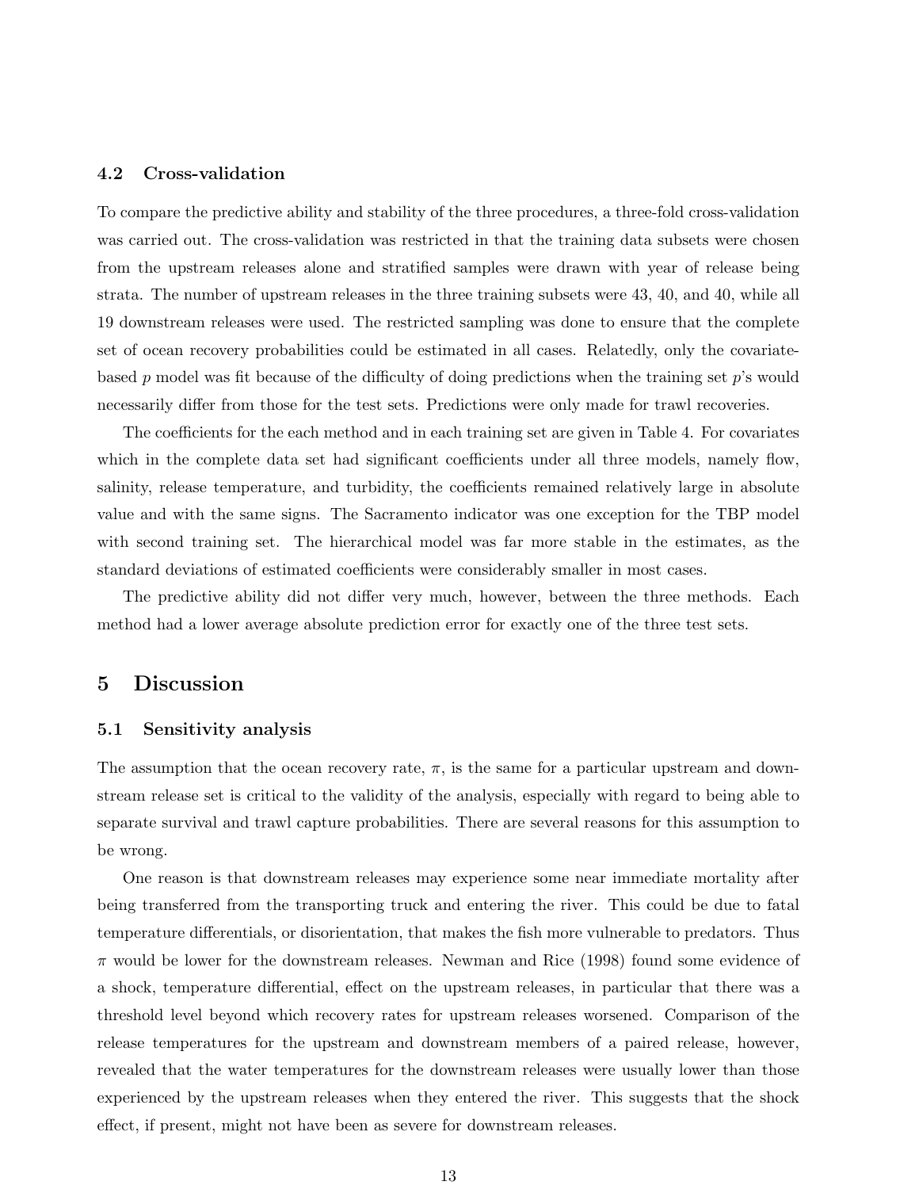### 4.2 Cross-validation

To compare the predictive ability and stability of the three procedures, a three-fold cross-validation was carried out. The cross-validation was restricted in that the training data subsets were chosen from the upstream releases alone and stratified samples were drawn with year of release being strata. The number of upstream releases in the three training subsets were 43, 40, and 40, while all 19 downstream releases were used. The restricted sampling was done to ensure that the complete set of ocean recovery probabilities could be estimated in all cases. Relatedly, only the covariate-based $p$ model was fit because of the difficulty of doing predictions when the training set $p$'s would necessarily differ from those for the test sets. Predictions were only made for trawl recoveries.

The coefficients for the each method and in each training set are given in Table 4. For covariates which in the complete data set had significant coefficients under all three models, namely flow, salinity, release temperature, and turbidity, the coefficients remained relatively large in absolute value and with the same signs. The Sacramento indicator was one exception for the TBP model with second training set. The hierarchical model was far more stable in the estimates, as the standard deviations of estimated coefficients were considerably smaller in most cases.

The predictive ability did not differ very much, however, between the three methods. Each method had a lower average absolute prediction error for exactly one of the three test sets.

## 5 Discussion

### 5.1 Sensitivity analysis

The assumption that the ocean recovery rate, $\pi$, is the same for a particular upstream and downstream release set is critical to the validity of the analysis, especially with regard to being able to separate survival and trawl capture probabilities. There are several reasons for this assumption to be wrong.

One reason is that downstream releases may experience some near immediate mortality after being transferred from the transporting truck and entering the river. This could be due to fatal temperature differentials, or disorientation, that makes the fish more vulnerable to predators. Thus $\pi$ would be lower for the downstream releases. Newman and Rice (1998) found some evidence of a shock, temperature differential, effect on the upstream releases, in particular that there was a threshold level beyond which recovery rates for upstream releases worsened. Comparison of the release temperatures for the upstream and downstream members of a paired release, however, revealed that the water temperatures for the downstream releases were usually lower than those experienced by the upstream releases when they entered the river. This suggests that the shock effect, if present, might not have been as severe for downstream releases.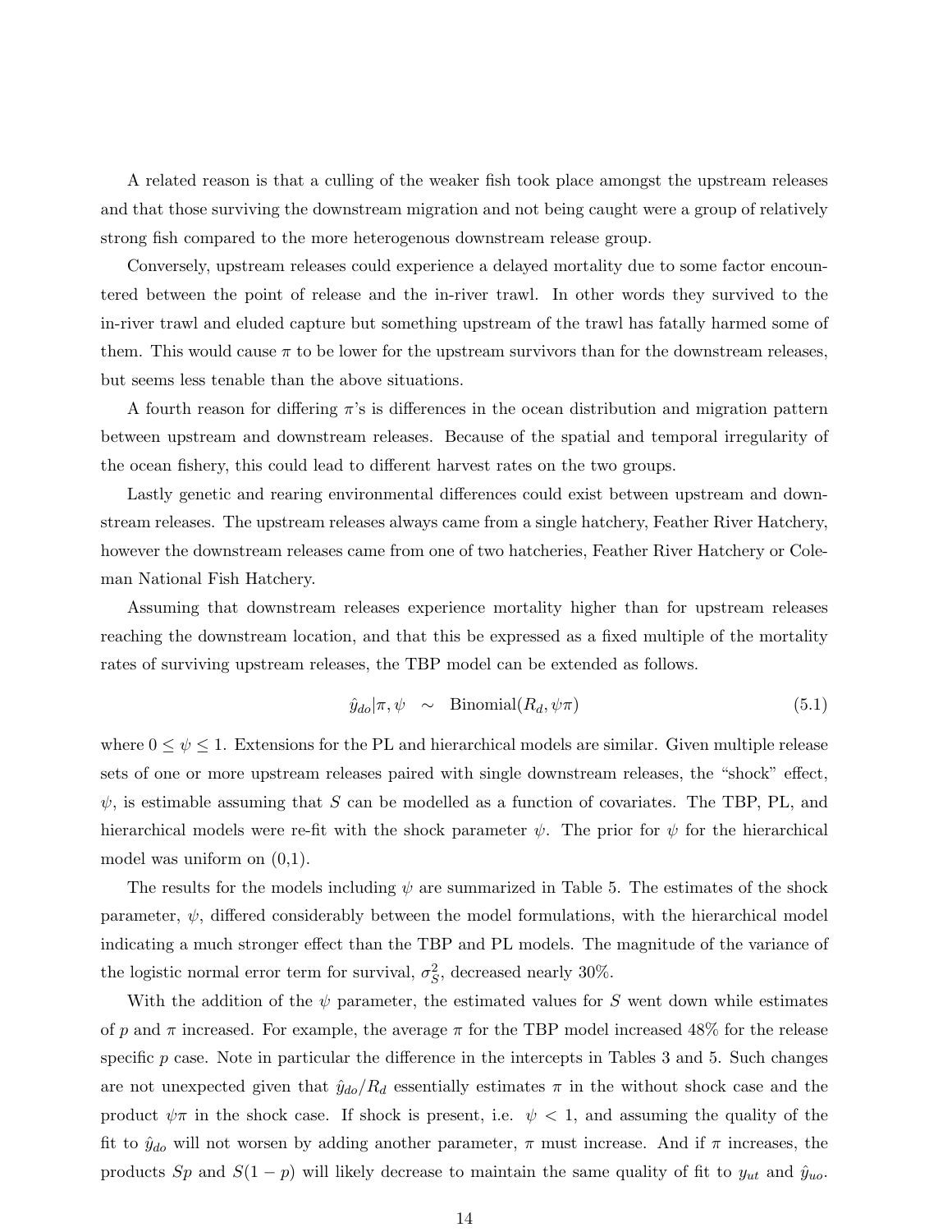A related reason is that a culling of the weaker fish took place amongst the upstream releases and that those surviving the downstream migration and not being caught were a group of relatively strong fish compared to the more heterogenous downstream release group.

Conversely, upstream releases could experience a delayed mortality due to some factor encountered between the point of release and the in-river trawl. In other words they survived to the in-river trawl and eluded capture but something upstream of the trawl has fatally harmed some of them. This would cause $\pi$ to be lower for the upstream survivors than for the downstream releases, but seems less tenable than the above situations.

A fourth reason for differing $\pi$'s is differences in the ocean distribution and migration pattern between upstream and downstream releases. Because of the spatial and temporal irregularity of the ocean fishery, this could lead to different harvest rates on the two groups.

Lastly genetic and rearing environmental differences could exist between upstream and downstream releases. The upstream releases always came from a single hatchery, Feather River Hatchery, however the downstream releases came from one of two hatcheries, Feather River Hatchery or Coleman National Fish Hatchery.

Assuming that downstream releases experience mortality higher than for upstream releases reaching the downstream location, and that this be expressed as a fixed multiple of the mortality rates of surviving upstream releases, the TBP model can be extended as follows.

$$\hat{y}_{do}|\pi, \psi \quad \sim \quad \text{Binomial}(R_d, \psi\pi) \tag{5.1}$$

where $0 \leq \psi \leq 1$. Extensions for the PL and hierarchical models are similar. Given multiple release sets of one or more upstream releases paired with single downstream releases, the "shock" effect, $\psi$, is estimable assuming that $S$ can be modelled as a function of covariates. The TBP, PL, and hierarchical models were re-fit with the shock parameter $\psi$. The prior for $\psi$ for the hierarchical model was uniform on (0,1).

The results for the models including $\psi$ are summarized in Table 5. The estimates of the shock parameter, $\psi$, differed considerably between the model formulations, with the hierarchical model indicating a much stronger effect than the TBP and PL models. The magnitude of the variance of the logistic normal error term for survival, $\sigma_S^2$, decreased nearly 30%.

With the addition of the $\psi$ parameter, the estimated values for $S$ went down while estimates of $p$ and $\pi$ increased. For example, the average $\pi$ for the TBP model increased 48% for the release specific $p$ case. Note in particular the difference in the intercepts in Tables 3 and 5. Such changes are not unexpected given that $\hat{y}_{do}/R_d$ essentially estimates $\pi$ in the without shock case and the product $\psi\pi$ in the shock case. If shock is present, i.e. $\psi < 1$, and assuming the quality of the fit to $\hat{y}_{do}$ will not worsen by adding another parameter, $\pi$ must increase. And if $\pi$ increases, the products $Sp$ and $S(1-p)$ will likely decrease to maintain the same quality of fit to $y_{ut}$ and $\hat{y}_{uo}$.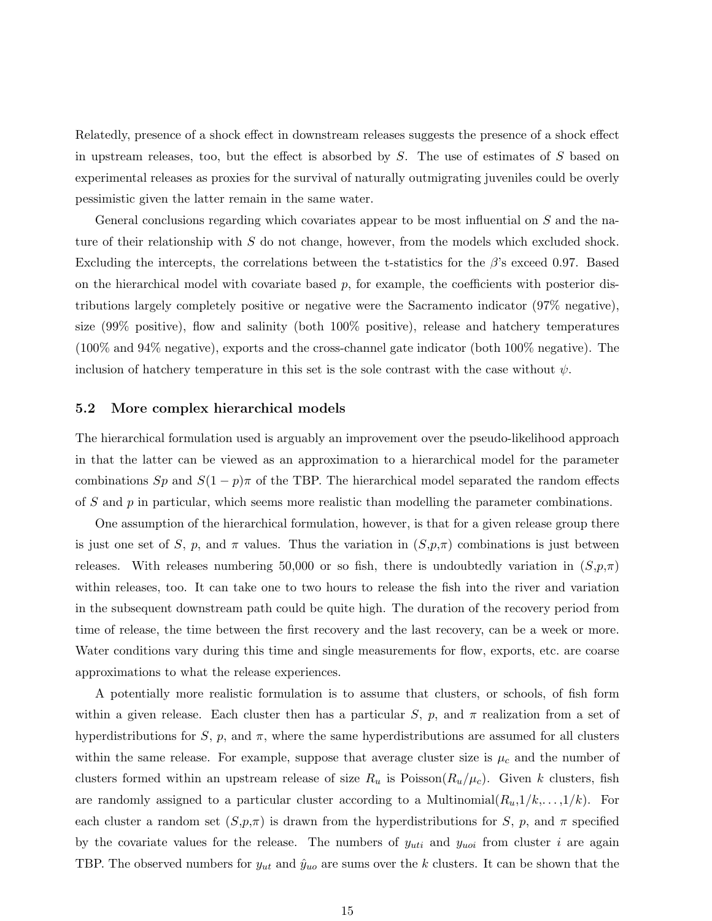Relatedly, presence of a shock effect in downstream releases suggests the presence of a shock effect in upstream releases, too, but the effect is absorbed by $S$. The use of estimates of $S$ based on experimental releases as proxies for the survival of naturally outmigrating juveniles could be overly pessimistic given the latter remain in the same water.

General conclusions regarding which covariates appear to be most influential on $S$ and the nature of their relationship with $S$ do not change, however, from the models which excluded shock. Excluding the intercepts, the correlations between the t-statistics for the $\beta$'s exceed 0.97. Based on the hierarchical model with covariate based $p$, for example, the coefficients with posterior distributions largely completely positive or negative were the Sacramento indicator (97% negative), size (99% positive), flow and salinity (both 100% positive), release and hatchery temperatures (100% and 94% negative), exports and the cross-channel gate indicator (both 100% negative). The inclusion of hatchery temperature in this set is the sole contrast with the case without $\psi$.

### 5.2 More complex hierarchical models

The hierarchical formulation used is arguably an improvement over the pseudo-likelihood approach in that the latter can be viewed as an approximation to a hierarchical model for the parameter combinations $Sp$ and $S(1-p)\pi$ of the TBP. The hierarchical model separated the random effects of $S$ and $p$ in particular, which seems more realistic than modelling the parameter combinations.

One assumption of the hierarchical formulation, however, is that for a given release group there is just one set of $S$, $p$, and $\pi$ values. Thus the variation in ($S$,$p$,$\pi$) combinations is just between releases. With releases numbering 50,000 or so fish, there is undoubtedly variation in ($S$,$p$,$\pi$) within releases, too. It can take one to two hours to release the fish into the river and variation in the subsequent downstream path could be quite high. The duration of the recovery period from time of release, the time between the first recovery and the last recovery, can be a week or more. Water conditions vary during this time and single measurements for flow, exports, etc. are coarse approximations to what the release experiences.

A potentially more realistic formulation is to assume that clusters, or schools, of fish form within a given release. Each cluster then has a particular $S$, $p$, and $\pi$ realization from a set of hyperdistributions for $S$, $p$, and $\pi$, where the same hyperdistributions are assumed for all clusters within the same release. For example, suppose that average cluster size is $\mu_c$ and the number of clusters formed within an upstream release of size $R_u$ is Poisson($R_u/\mu_c$). Given $k$ clusters, fish are randomly assigned to a particular cluster according to a Multinomial($R_u$,$1/k$,...,$1/k$). For each cluster a random set ($S$,$p$,$\pi$) is drawn from the hyperdistributions for $S$, $p$, and $\pi$ specified by the covariate values for the release. The numbers of $y_{uti}$ and $y_{uoi}$ from cluster $i$ are again TBP. The observed numbers for $y_{ut}$ and $\hat{y}_{uo}$ are sums over the $k$ clusters. It can be shown that the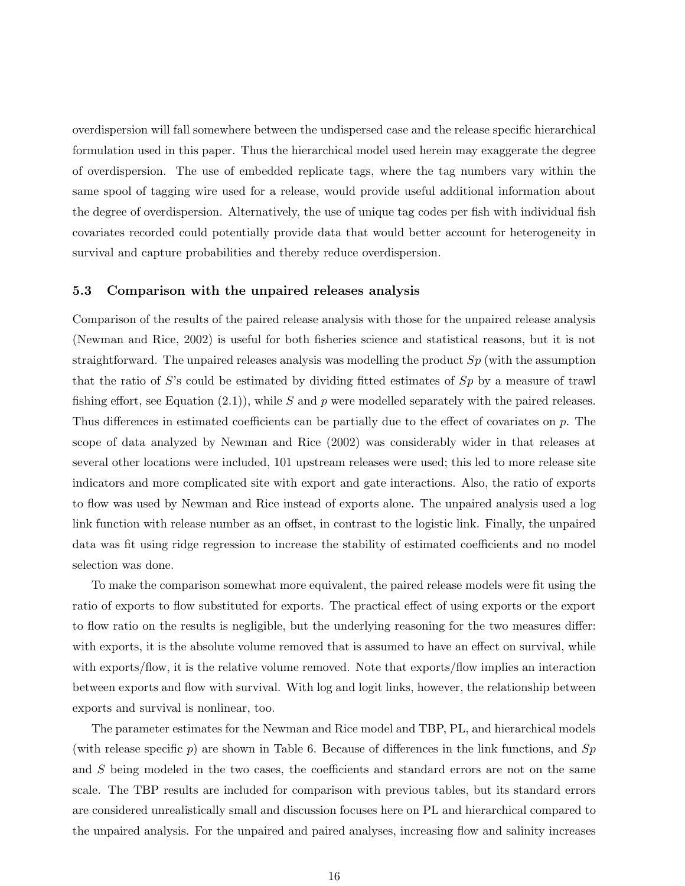overdispersion will fall somewhere between the undispersed case and the release specific hierarchical formulation used in this paper. Thus the hierarchical model used herein may exaggerate the degree of overdispersion. The use of embedded replicate tags, where the tag numbers vary within the same spool of tagging wire used for a release, would provide useful additional information about the degree of overdispersion. Alternatively, the use of unique tag codes per fish with individual fish covariates recorded could potentially provide data that would better account for heterogeneity in survival and capture probabilities and thereby reduce overdispersion.

### 5.3 Comparison with the unpaired releases analysis

Comparison of the results of the paired release analysis with those for the unpaired release analysis (Newman and Rice, 2002) is useful for both fisheries science and statistical reasons, but it is not straightforward. The unpaired releases analysis was modelling the product $Sp$ (with the assumption that the ratio of $S$'s could be estimated by dividing fitted estimates of $Sp$ by a measure of trawl fishing effort, see Equation (2.1)), while $S$ and $p$ were modelled separately with the paired releases. Thus differences in estimated coefficients can be partially due to the effect of covariates on $p$. The scope of data analyzed by Newman and Rice (2002) was considerably wider in that releases at several other locations were included, 101 upstream releases were used; this led to more release site indicators and more complicated site with export and gate interactions. Also, the ratio of exports to flow was used by Newman and Rice instead of exports alone. The unpaired analysis used a log link function with release number as an offset, in contrast to the logistic link. Finally, the unpaired data was fit using ridge regression to increase the stability of estimated coefficients and no model selection was done.

To make the comparison somewhat more equivalent, the paired release models were fit using the ratio of exports to flow substituted for exports. The practical effect of using exports or the export to flow ratio on the results is negligible, but the underlying reasoning for the two measures differ: with exports, it is the absolute volume removed that is assumed to have an effect on survival, while with exports/flow, it is the relative volume removed. Note that exports/flow implies an interaction between exports and flow with survival. With log and logit links, however, the relationship between exports and survival is nonlinear, too.

The parameter estimates for the Newman and Rice model and TBP, PL, and hierarchical models (with release specific $p$) are shown in Table 6. Because of differences in the link functions, and $Sp$ and $S$ being modeled in the two cases, the coefficients and standard errors are not on the same scale. The TBP results are included for comparison with previous tables, but its standard errors are considered unrealistically small and discussion focuses here on PL and hierarchical compared to the unpaired analysis. For the unpaired and paired analyses, increasing flow and salinity increases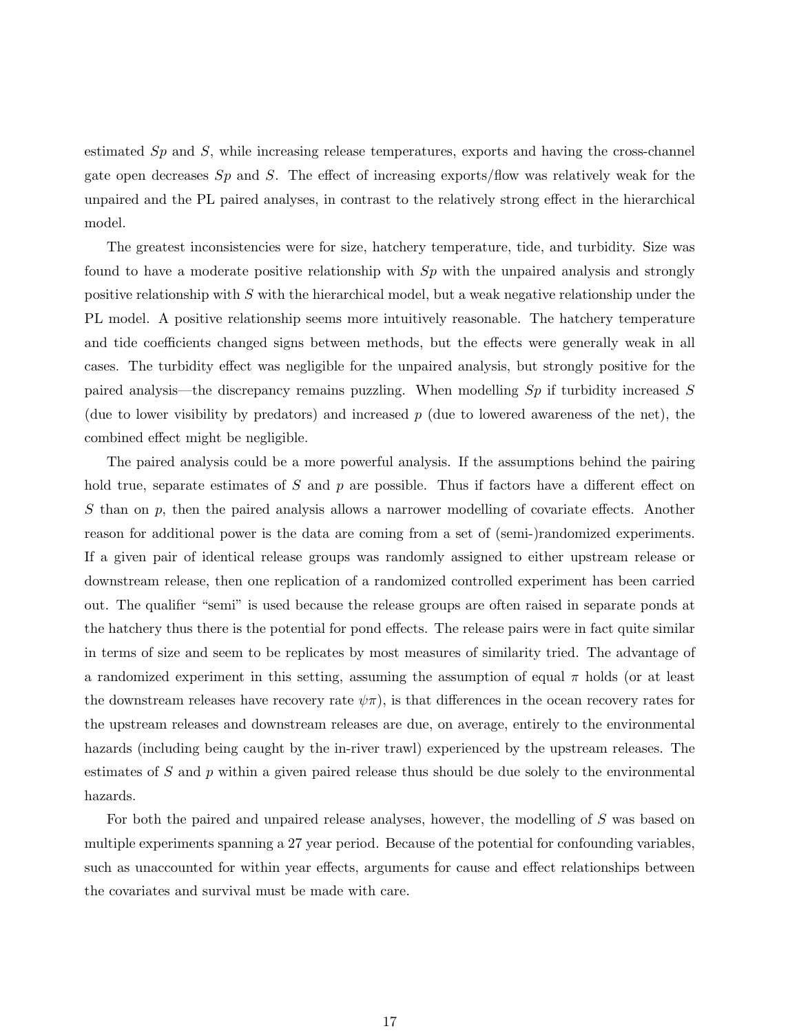estimated $Sp$ and $S$, while increasing release temperatures, exports and having the cross-channel gate open decreases $Sp$ and $S$. The effect of increasing exports/flow was relatively weak for the unpaired and the PL paired analyses, in contrast to the relatively strong effect in the hierarchical model.

The greatest inconsistencies were for size, hatchery temperature, tide, and turbidity. Size was found to have a moderate positive relationship with $Sp$ with the unpaired analysis and strongly positive relationship with $S$ with the hierarchical model, but a weak negative relationship under the PL model. A positive relationship seems more intuitively reasonable. The hatchery temperature and tide coefficients changed signs between methods, but the effects were generally weak in all cases. The turbidity effect was negligible for the unpaired analysis, but strongly positive for the paired analysis—the discrepancy remains puzzling. When modelling $Sp$ if turbidity increased $S$ (due to lower visibility by predators) and increased $p$ (due to lowered awareness of the net), the combined effect might be negligible.

The paired analysis could be a more powerful analysis. If the assumptions behind the pairing hold true, separate estimates of $S$ and $p$ are possible. Thus if factors have a different effect on $S$ than on $p$, then the paired analysis allows a narrower modelling of covariate effects. Another reason for additional power is the data are coming from a set of (semi-)randomized experiments. If a given pair of identical release groups was randomly assigned to either upstream release or downstream release, then one replication of a randomized controlled experiment has been carried out. The qualifier "semi" is used because the release groups are often raised in separate ponds at the hatchery thus there is the potential for pond effects. The release pairs were in fact quite similar in terms of size and seem to be replicates by most measures of similarity tried. The advantage of a randomized experiment in this setting, assuming the assumption of equal $\pi$ holds (or at least the downstream releases have recovery rate $\psi\pi$), is that differences in the ocean recovery rates for the upstream releases and downstream releases are due, on average, entirely to the environmental hazards (including being caught by the in-river trawl) experienced by the upstream releases. The estimates of $S$ and $p$ within a given paired release thus should be due solely to the environmental hazards.

For both the paired and unpaired release analyses, however, the modelling of $S$ was based on multiple experiments spanning a 27 year period. Because of the potential for confounding variables, such as unaccounted for within year effects, arguments for cause and effect relationships between the covariates and survival must be made with care.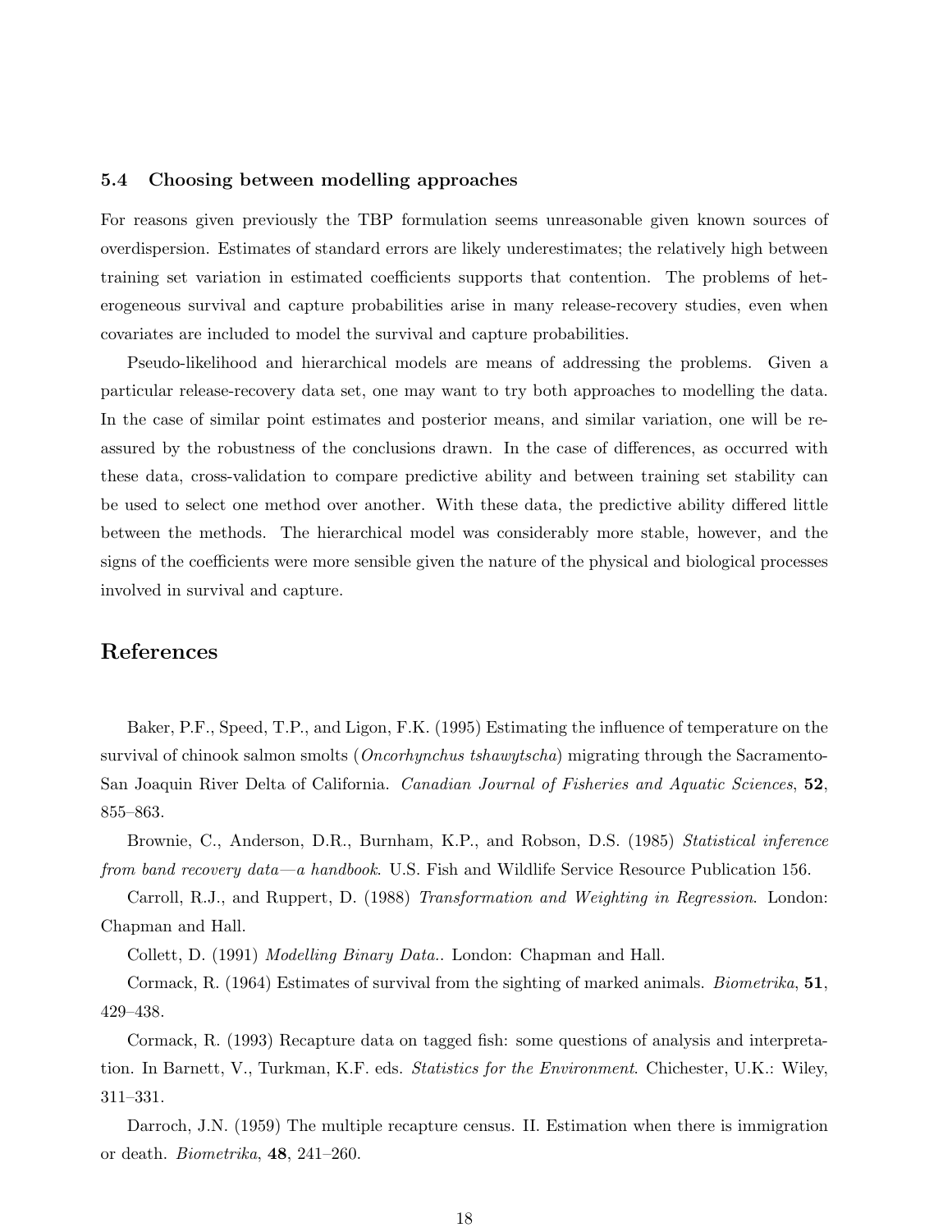### 5.4 Choosing between modelling approaches

For reasons given previously the TBP formulation seems unreasonable given known sources of overdispersion. Estimates of standard errors are likely underestimates; the relatively high between training set variation in estimated coefficients supports that contention. The problems of heterogeneous survival and capture probabilities arise in many release-recovery studies, even when covariates are included to model the survival and capture probabilities.

Pseudo-likelihood and hierarchical models are means of addressing the problems. Given a particular release-recovery data set, one may want to try both approaches to modelling the data. In the case of similar point estimates and posterior means, and similar variation, one will be reassured by the robustness of the conclusions drawn. In the case of differences, as occurred with these data, cross-validation to compare predictive ability and between training set stability can be used to select one method over another. With these data, the predictive ability differed little between the methods. The hierarchical model was considerably more stable, however, and the signs of the coefficients were more sensible given the nature of the physical and biological processes involved in survival and capture.

## References

Baker, P.F., Speed, T.P., and Ligon, F.K. (1995) Estimating the influence of temperature on the survival of chinook salmon smolts (*Oncorhynchus tshawytscha*) migrating through the Sacramento-San Joaquin River Delta of California. *Canadian Journal of Fisheries and Aquatic Sciences*, **52**, 855–863.

Brownie, C., Anderson, D.R., Burnham, K.P., and Robson, D.S. (1985) *Statistical inference from band recovery data—a handbook*. U.S. Fish and Wildlife Service Resource Publication 156.

Carroll, R.J., and Ruppert, D. (1988) *Transformation and Weighting in Regression*. London: Chapman and Hall.

Collett, D. (1991) *Modelling Binary Data.*. London: Chapman and Hall.

Cormack, R. (1964) Estimates of survival from the sighting of marked animals. *Biometrika*, **51**, 429–438.

Cormack, R. (1993) Recapture data on tagged fish: some questions of analysis and interpretation. In Barnett, V., Turkman, K.F. eds. *Statistics for the Environment*. Chichester, U.K.: Wiley, 311–331.

Darroch, J.N. (1959) The multiple recapture census. II. Estimation when there is immigration or death. *Biometrika*, **48**, 241–260.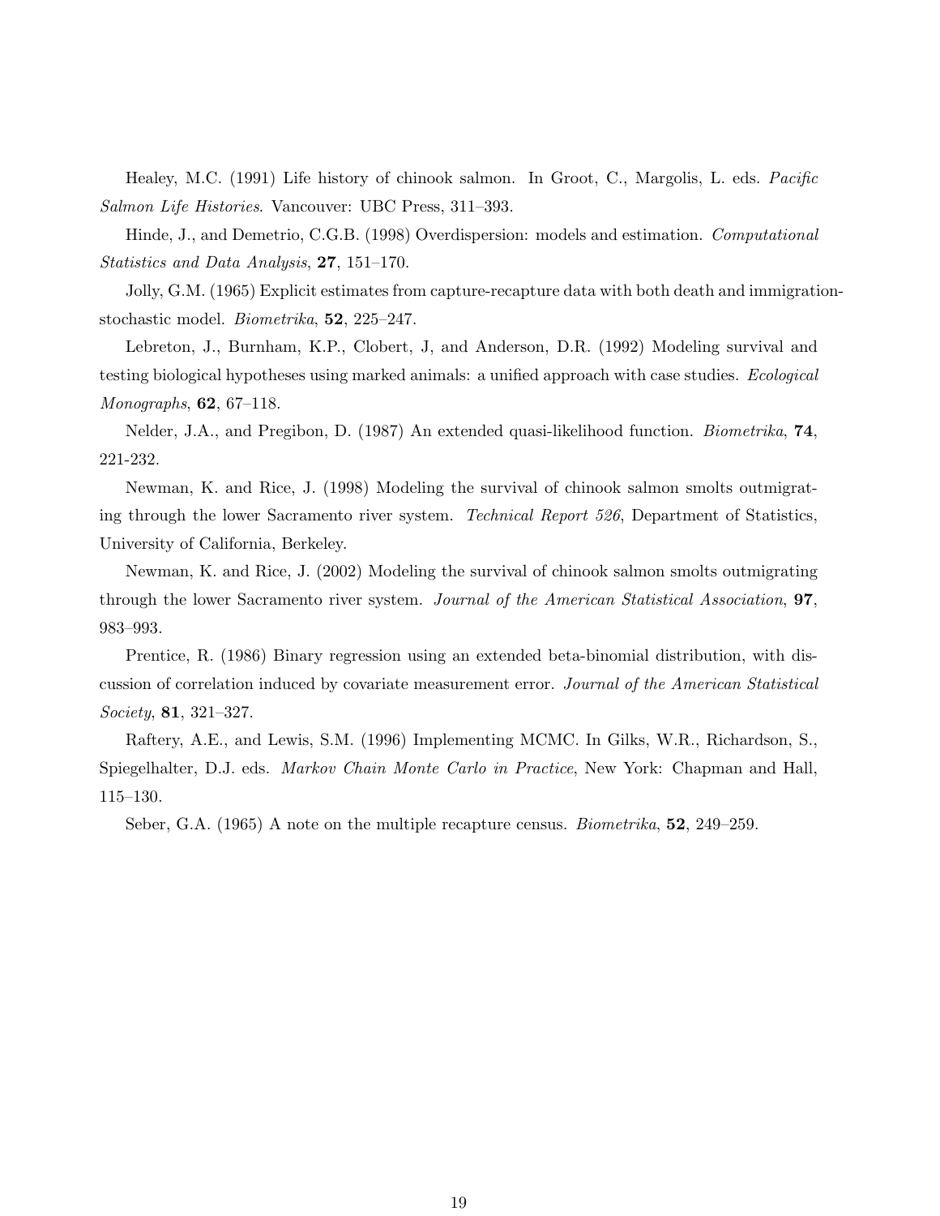Healey, M.C. (1991) Life history of chinook salmon. In Groot, C., Margolis, L. eds. *Pacific Salmon Life Histories*. Vancouver: UBC Press, 311–393.

Hinde, J., and Demetrio, C.G.B. (1998) Overdispersion: models and estimation. *Computational Statistics and Data Analysis*, **27**, 151–170.

Jolly, G.M. (1965) Explicit estimates from capture-recapture data with both death and immigration-stochastic model. *Biometrika*, **52**, 225–247.

Lebreton, J., Burnham, K.P., Clobert, J, and Anderson, D.R. (1992) Modeling survival and testing biological hypotheses using marked animals: a unified approach with case studies. *Ecological Monographs*, **62**, 67–118.

Nelder, J.A., and Pregibon, D. (1987) An extended quasi-likelihood function. *Biometrika*, **74**, 221-232.

Newman, K. and Rice, J. (1998) Modeling the survival of chinook salmon smolts outmigrating through the lower Sacramento river system. *Technical Report 526*, Department of Statistics, University of California, Berkeley.

Newman, K. and Rice, J. (2002) Modeling the survival of chinook salmon smolts outmigrating through the lower Sacramento river system. *Journal of the American Statistical Association*, **97**, 983–993.

Prentice, R. (1986) Binary regression using an extended beta-binomial distribution, with discussion of correlation induced by covariate measurement error. *Journal of the American Statistical Society*, **81**, 321–327.

Raftery, A.E., and Lewis, S.M. (1996) Implementing MCMC. In Gilks, W.R., Richardson, S., Spiegelhalter, D.J. eds. *Markov Chain Monte Carlo in Practice*, New York: Chapman and Hall, 115–130.

Seber, G.A. (1965) A note on the multiple recapture census. *Biometrika*, **52**, 249–259.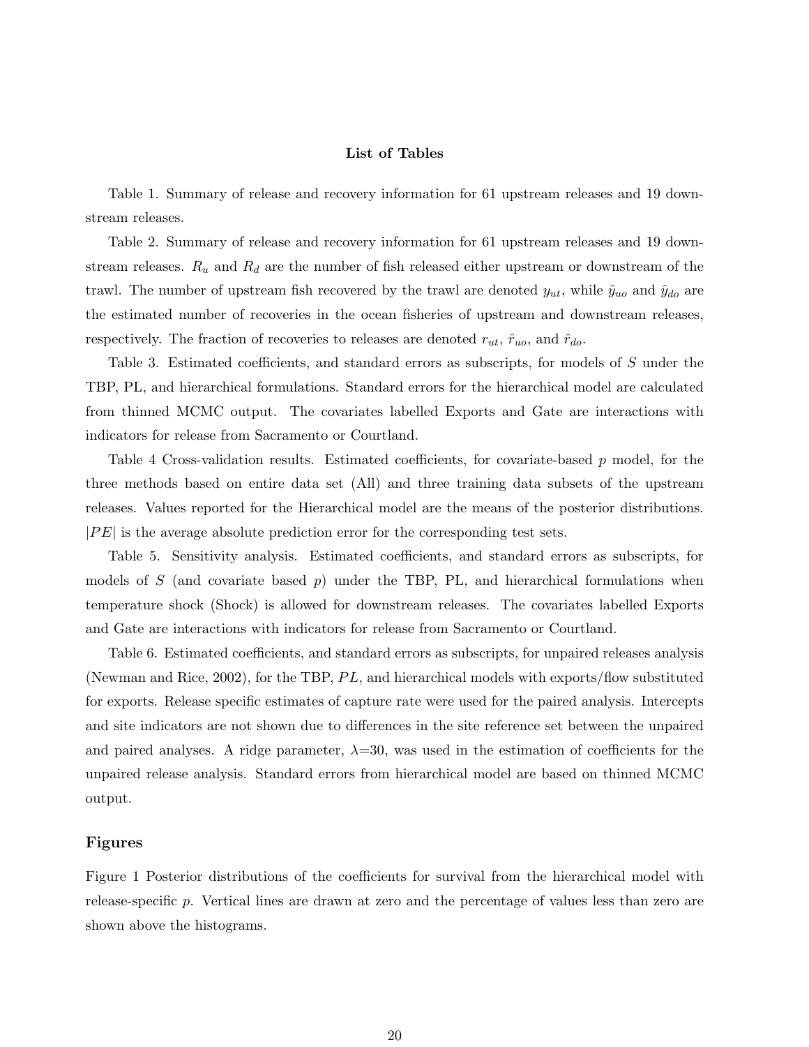**List of Tables**

Table 1. Summary of release and recovery information for 61 upstream releases and 19 downstream releases.

Table 2. Summary of release and recovery information for 61 upstream releases and 19 downstream releases. $R_u$ and $R_d$ are the number of fish released either upstream or downstream of the trawl. The number of upstream fish recovered by the trawl are denoted $y_{ut}$, while $\hat{y}_{uo}$ and $\hat{y}_{do}$ are the estimated number of recoveries in the ocean fisheries of upstream and downstream releases, respectively. The fraction of recoveries to releases are denoted $r_{ut}$, $\hat{r}_{uo}$, and $\hat{r}_{do}$.

Table 3. Estimated coefficients, and standard errors as subscripts, for models of $S$ under the TBP, PL, and hierarchical formulations. Standard errors for the hierarchical model are calculated from thinned MCMC output. The covariates labelled Exports and Gate are interactions with indicators for release from Sacramento or Courtland.

Table 4 Cross-validation results. Estimated coefficients, for covariate-based $p$ model, for the three methods based on entire data set (All) and three training data subsets of the upstream releases. Values reported for the Hierarchical model are the means of the posterior distributions. $|PE|$ is the average absolute prediction error for the corresponding test sets.

Table 5. Sensitivity analysis. Estimated coefficients, and standard errors as subscripts, for models of $S$ (and covariate based $p$) under the TBP, PL, and hierarchical formulations when temperature shock (Shock) is allowed for downstream releases. The covariates labelled Exports and Gate are interactions with indicators for release from Sacramento or Courtland.

Table 6. Estimated coefficients, and standard errors as subscripts, for unpaired releases analysis (Newman and Rice, 2002), for the TBP, $PL$, and hierarchical models with exports/flow substituted for exports. Release specific estimates of capture rate were used for the paired analysis. Intercepts and site indicators are not shown due to differences in the site reference set between the unpaired and paired analyses. A ridge parameter, $\lambda$=30, was used in the estimation of coefficients for the unpaired release analysis. Standard errors from hierarchical model are based on thinned MCMC output.

## Figures

Figure 1 Posterior distributions of the coefficients for survival from the hierarchical model with release-specific $p$. Vertical lines are drawn at zero and the percentage of values less than zero are shown above the histograms.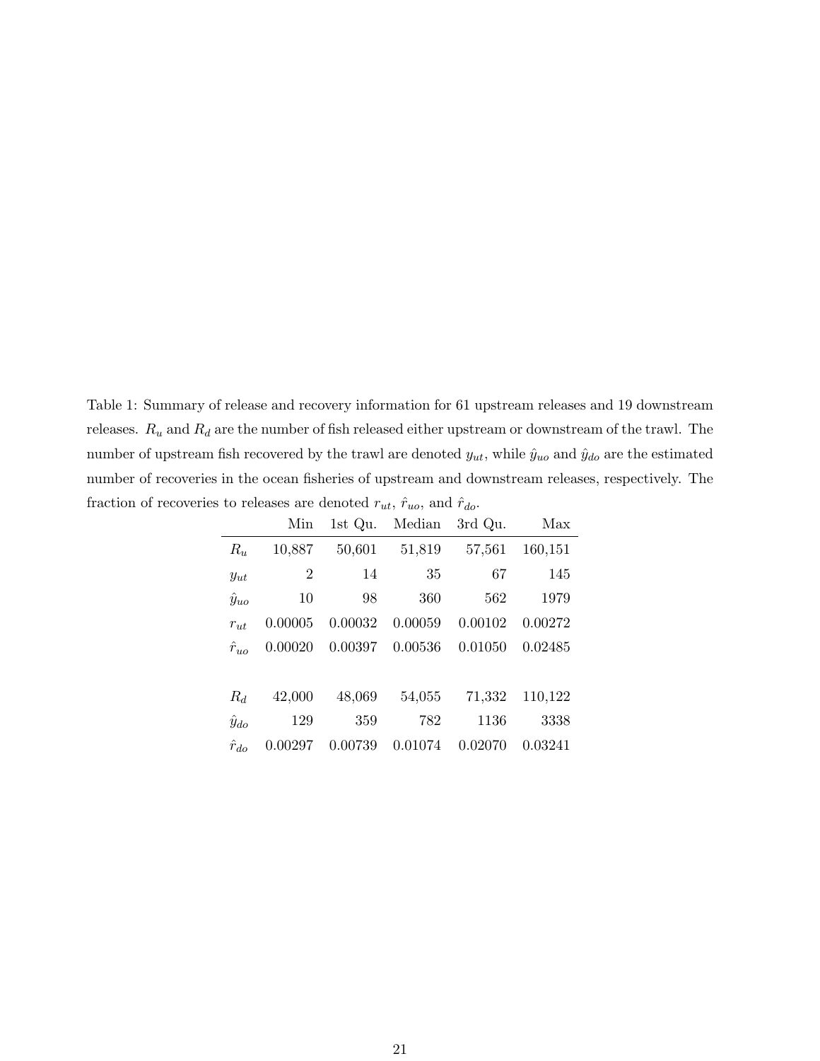Table 1: Summary of release and recovery information for 61 upstream releases and 19 downstream releases. $R_u$ and $R_d$ are the number of fish released either upstream or downstream of the trawl. The number of upstream fish recovered by the trawl are denoted $y_{ut}$, while $\hat{y}_{uo}$ and $\hat{y}_{do}$ are the estimated number of recoveries in the ocean fisheries of upstream and downstream releases, respectively. The fraction of recoveries to releases are denoted $r_{ut}$, $\hat{r}_{uo}$, and $\hat{r}_{do}$.

| | Min | 1st Qu. | Median | 3rd Qu. | Max |
|---|---|---|---|---|---|
| $R_u$ | 10,887 | 50,601 | 51,819 | 57,561 | 160,151 |
| $y_{ut}$ | 2 | 14 | 35 | 67 | 145 |
| $\hat{y}_{uo}$ | 10 | 98 | 360 | 562 | 1979 |
| $r_{ut}$ | 0.00005 | 0.00032 | 0.00059 | 0.00102 | 0.00272 |
| $\hat{r}_{uo}$ | 0.00020 | 0.00397 | 0.00536 | 0.01050 | 0.02485 |
| | | | | | |
| $R_d$ | 42,000 | 48,069 | 54,055 | 71,332 | 110,122 |
| $\hat{y}_{do}$ | 129 | 359 | 782 | 1136 | 3338 |
| $\hat{r}_{do}$ | 0.00297 | 0.00739 | 0.01074 | 0.02070 | 0.03241 |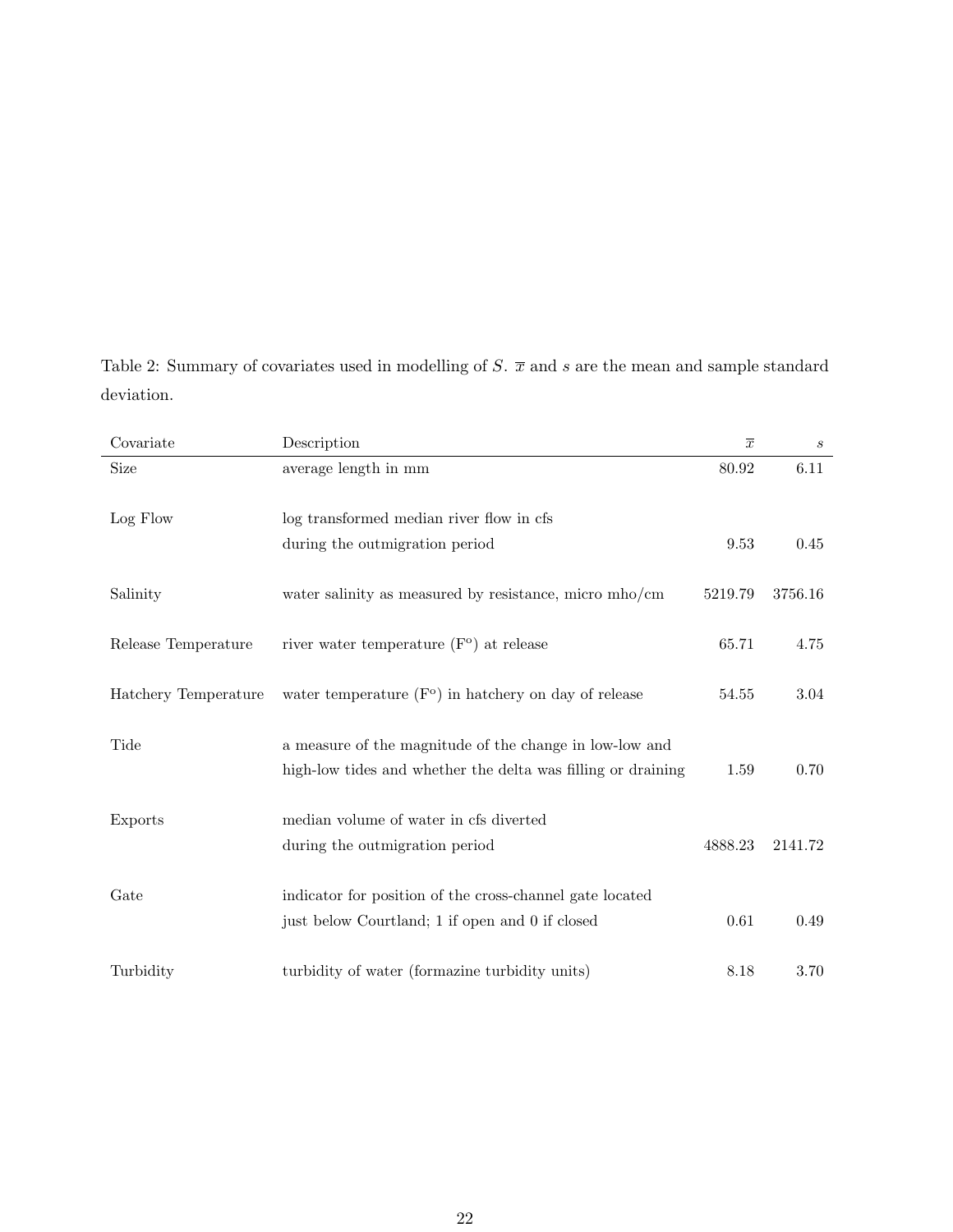Table 2: Summary of covariates used in modelling of $S$. $\overline{x}$ and $s$ are the mean and sample standard deviation.

| Covariate | Description | $\overline{x}$ | $s$ |
|---|---|---|---|
| Size | average length in mm | 80.92 | 6.11 |
| Log Flow | log transformed median river flow in cfs during the outmigration period | 9.53 | 0.45 |
| Salinity | water salinity as measured by resistance, micro mho/cm | 5219.79 | 3756.16 |
| Release Temperature | river water temperature (F°) at release | 65.71 | 4.75 |
| Hatchery Temperature | water temperature (F°) in hatchery on day of release | 54.55 | 3.04 |
| Tide | a measure of the magnitude of the change in low-low and high-low tides and whether the delta was filling or draining | 1.59 | 0.70 |
| Exports | median volume of water in cfs diverted during the outmigration period | 4888.23 | 2141.72 |
| Gate | indicator for position of the cross-channel gate located just below Courtland; 1 if open and 0 if closed | 0.61 | 0.49 |
| Turbidity | turbidity of water (formazine turbidity units) | 8.18 | 3.70 |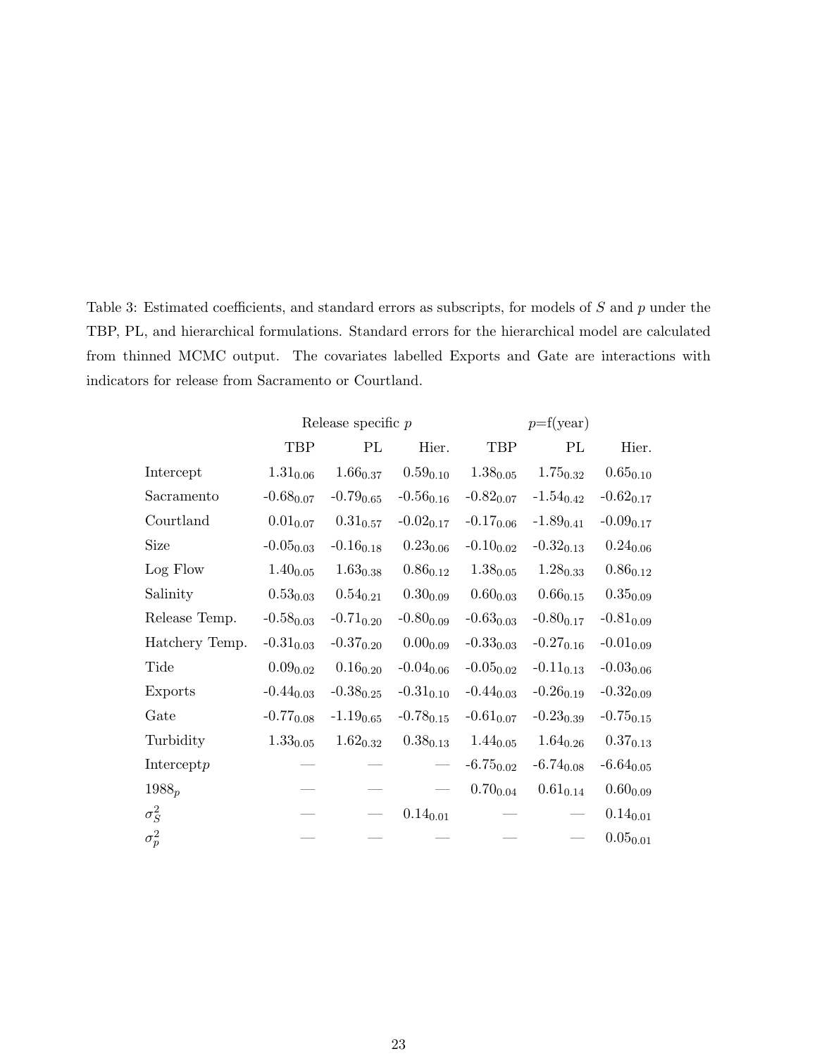Table 3: Estimated coefficients, and standard errors as subscripts, for models of $S$ and $p$ under the TBP, PL, and hierarchical formulations. Standard errors for the hierarchical model are calculated from thinned MCMC output. The covariates labelled Exports and Gate are interactions with indicators for release from Sacramento or Courtland.

| | Release specific $p$ | | | $p$=f(year) | | |
|---|---|---|---|---|---|---|
| | TBP | PL | Hier. | TBP | PL | Hier. |
| Intercept | $1.31_{0.06}$ | $1.66_{0.37}$ | $0.59_{0.10}$ | $1.38_{0.05}$ | $1.75_{0.32}$ | $0.65_{0.10}$ |
| Sacramento | $-0.68_{0.07}$ | $-0.79_{0.65}$ | $-0.56_{0.16}$ | $-0.82_{0.07}$ | $-1.54_{0.42}$ | $-0.62_{0.17}$ |
| Courtland | $0.01_{0.07}$ | $0.31_{0.57}$ | $-0.02_{0.17}$ | $-0.17_{0.06}$ | $-1.89_{0.41}$ | $-0.09_{0.17}$ |
| Size | $-0.05_{0.03}$ | $-0.16_{0.18}$ | $0.23_{0.06}$ | $-0.10_{0.02}$ | $-0.32_{0.13}$ | $0.24_{0.06}$ |
| Log Flow | $1.40_{0.05}$ | $1.63_{0.38}$ | $0.86_{0.12}$ | $1.38_{0.05}$ | $1.28_{0.33}$ | $0.86_{0.12}$ |
| Salinity | $0.53_{0.03}$ | $0.54_{0.21}$ | $0.30_{0.09}$ | $0.60_{0.03}$ | $0.66_{0.15}$ | $0.35_{0.09}$ |
| Release Temp. | $-0.58_{0.03}$ | $-0.71_{0.20}$ | $-0.80_{0.09}$ | $-0.63_{0.03}$ | $-0.80_{0.17}$ | $-0.81_{0.09}$ |
| Hatchery Temp. | $-0.31_{0.03}$ | $-0.37_{0.20}$ | $0.00_{0.09}$ | $-0.33_{0.03}$ | $-0.27_{0.16}$ | $-0.01_{0.09}$ |
| Tide | $0.09_{0.02}$ | $0.16_{0.20}$ | $-0.04_{0.06}$ | $-0.05_{0.02}$ | $-0.11_{0.13}$ | $-0.03_{0.06}$ |
| Exports | $-0.44_{0.03}$ | $-0.38_{0.25}$ | $-0.31_{0.10}$ | $-0.44_{0.03}$ | $-0.26_{0.19}$ | $-0.32_{0.09}$ |
| Gate | $-0.77_{0.08}$ | $-1.19_{0.65}$ | $-0.78_{0.15}$ | $-0.61_{0.07}$ | $-0.23_{0.39}$ | $-0.75_{0.15}$ |
| Turbidity | $1.33_{0.05}$ | $1.62_{0.32}$ | $0.38_{0.13}$ | $1.44_{0.05}$ | $1.64_{0.26}$ | $0.37_{0.13}$ |
| Intercept$p$ | — | — | — | $-6.75_{0.02}$ | $-6.74_{0.08}$ | $-6.64_{0.05}$ |
| $1988_p$ | — | — | — | $0.70_{0.04}$ | $0.61_{0.14}$ | $0.60_{0.09}$ |
| $\sigma_S^2$ | — | — | $0.14_{0.01}$ | — | — | $0.14_{0.01}$ |
| $\sigma_p^2$ | — | — | — | — | — | $0.05_{0.01}$ |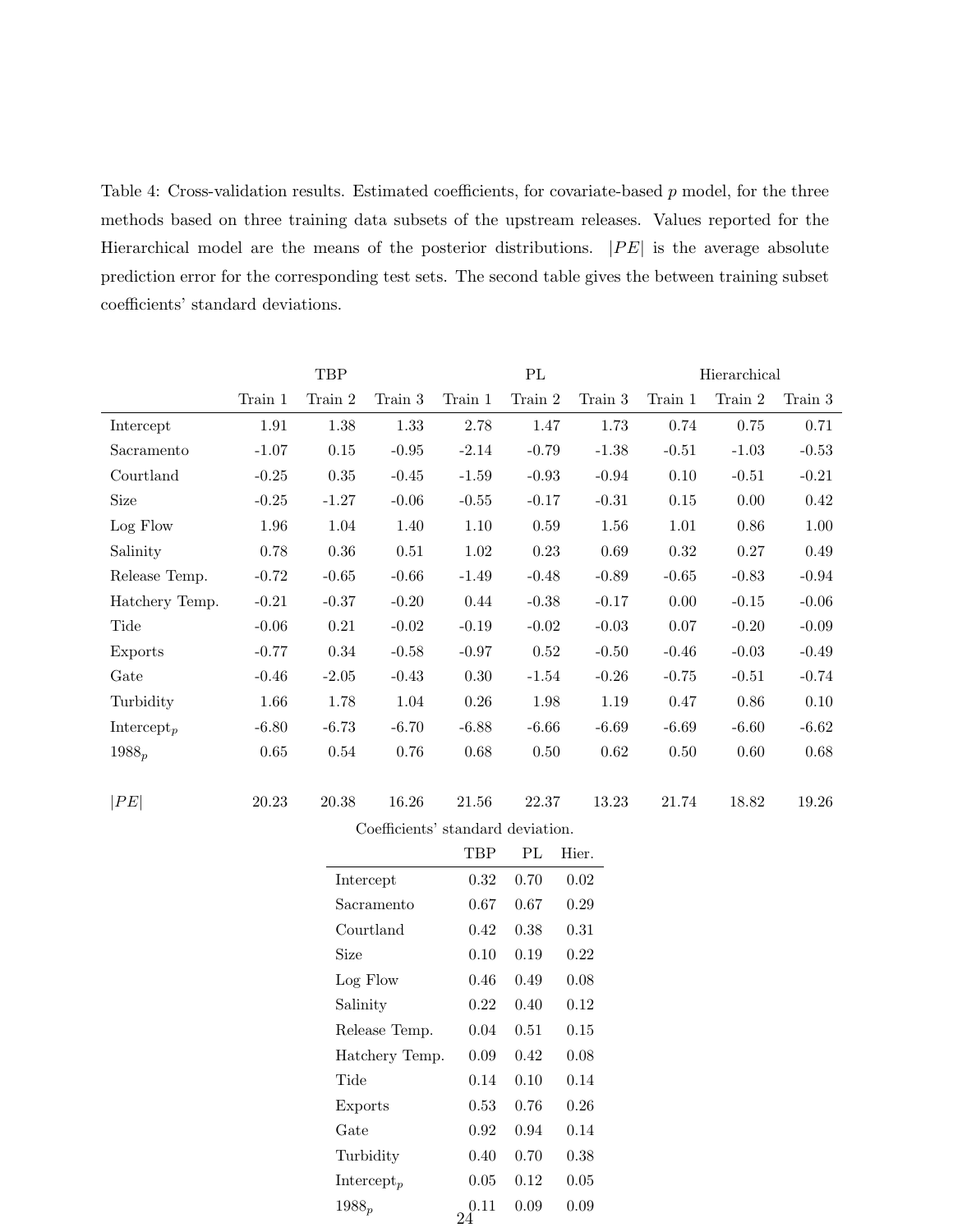Table 4: Cross-validation results. Estimated coefficients, for covariate-based $p$ model, for the three methods based on three training data subsets of the upstream releases. Values reported for the Hierarchical model are the means of the posterior distributions. $|PE|$ is the average absolute prediction error for the corresponding test sets. The second table gives the between training subset coefficients' standard deviations.

| | TBP | | | PL | | | Hierarchical | | |
|---|---|---|---|---|---|---|---|---|---|
| | Train 1 | Train 2 | Train 3 | Train 1 | Train 2 | Train 3 | Train 1 | Train 2 | Train 3 |
| Intercept | 1.91 | 1.38 | 1.33 | 2.78 | 1.47 | 1.73 | 0.74 | 0.75 | 0.71 |
| Sacramento | -1.07 | 0.15 | -0.95 | -2.14 | -0.79 | -1.38 | -0.51 | -1.03 | -0.53 |
| Courtland | -0.25 | 0.35 | -0.45 | -1.59 | -0.93 | -0.94 | 0.10 | -0.51 | -0.21 |
| Size | -0.25 | -1.27 | -0.06 | -0.55 | -0.17 | -0.31 | 0.15 | 0.00 | 0.42 |
| Log Flow | 1.96 | 1.04 | 1.40 | 1.10 | 0.59 | 1.56 | 1.01 | 0.86 | 1.00 |
| Salinity | 0.78 | 0.36 | 0.51 | 1.02 | 0.23 | 0.69 | 0.32 | 0.27 | 0.49 |
| Release Temp. | -0.72 | -0.65 | -0.66 | -1.49 | -0.48 | -0.89 | -0.65 | -0.83 | -0.94 |
| Hatchery Temp. | -0.21 | -0.37 | -0.20 | 0.44 | -0.38 | -0.17 | 0.00 | -0.15 | -0.06 |
| Tide | -0.06 | 0.21 | -0.02 | -0.19 | -0.02 | -0.03 | 0.07 | -0.20 | -0.09 |
| Exports | -0.77 | 0.34 | -0.58 | -0.97 | 0.52 | -0.50 | -0.46 | -0.03 | -0.49 |
| Gate | -0.46 | -2.05 | -0.43 | 0.30 | -1.54 | -0.26 | -0.75 | -0.51 | -0.74 |
| Turbidity | 1.66 | 1.78 | 1.04 | 0.26 | 1.98 | 1.19 | 0.47 | 0.86 | 0.10 |
| $\text{Intercept}_p$ | -6.80 | -6.73 | -6.70 | -6.88 | -6.66 | -6.69 | -6.69 | -6.60 | -6.62 |
| $1988_p$ | 0.65 | 0.54 | 0.76 | 0.68 | 0.50 | 0.62 | 0.50 | 0.60 | 0.68 |
| $\|PE\|$ | 20.23 | 20.38 | 16.26 | 21.56 | 22.37 | 13.23 | 21.74 | 18.82 | 19.26 |

Coefficients' standard deviation.

| | TBP | PL | Hier. |
|---|---|---|---|
| Intercept | 0.32 | 0.70 | 0.02 |
| Sacramento | 0.67 | 0.67 | 0.29 |
| Courtland | 0.42 | 0.38 | 0.31 |
| Size | 0.10 | 0.19 | 0.22 |
| Log Flow | 0.46 | 0.49 | 0.08 |
| Salinity | 0.22 | 0.40 | 0.12 |
| Release Temp. | 0.04 | 0.51 | 0.15 |
| Hatchery Temp. | 0.09 | 0.42 | 0.08 |
| Tide | 0.14 | 0.10 | 0.14 |
| Exports | 0.53 | 0.76 | 0.26 |
| Gate | 0.92 | 0.94 | 0.14 |
| Turbidity | 0.40 | 0.70 | 0.38 |
| $\text{Intercept}_p$ | 0.05 | 0.12 | 0.05 |
| $1988_p$ | 0.11 | 0.09 | 0.09 |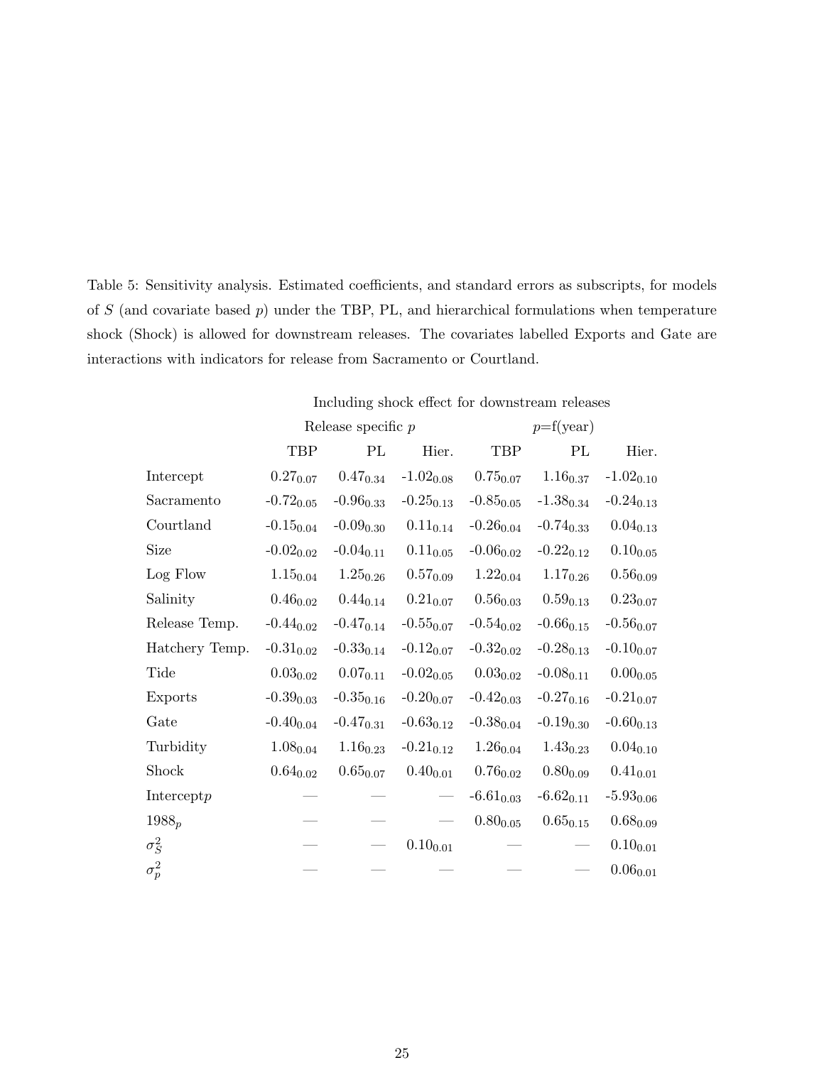Table 5: Sensitivity analysis. Estimated coefficients, and standard errors as subscripts, for models of $S$ (and covariate based $p$) under the TBP, PL, and hierarchical formulations when temperature shock (Shock) is allowed for downstream releases. The covariates labelled Exports and Gate are interactions with indicators for release from Sacramento or Courtland.

| | Including shock effect for downstream releases | | | | | |
|---|---|---|---|---|---|---|
| | Release specific $p$ | | | $p$=f(year) | | |
| | TBP | PL | Hier. | TBP | PL | Hier. |
| Intercept | $0.27_{0.07}$ | $0.47_{0.34}$ | $-1.02_{0.08}$ | $0.75_{0.07}$ | $1.16_{0.37}$ | $-1.02_{0.10}$ |
| Sacramento | $-0.72_{0.05}$ | $-0.96_{0.33}$ | $-0.25_{0.13}$ | $-0.85_{0.05}$ | $-1.38_{0.34}$ | $-0.24_{0.13}$ |
| Courtland | $-0.15_{0.04}$ | $-0.09_{0.30}$ | $0.11_{0.14}$ | $-0.26_{0.04}$ | $-0.74_{0.33}$ | $0.04_{0.13}$ |
| Size | $-0.02_{0.02}$ | $-0.04_{0.11}$ | $0.11_{0.05}$ | $-0.06_{0.02}$ | $-0.22_{0.12}$ | $0.10_{0.05}$ |
| Log Flow | $1.15_{0.04}$ | $1.25_{0.26}$ | $0.57_{0.09}$ | $1.22_{0.04}$ | $1.17_{0.26}$ | $0.56_{0.09}$ |
| Salinity | $0.46_{0.02}$ | $0.44_{0.14}$ | $0.21_{0.07}$ | $0.56_{0.03}$ | $0.59_{0.13}$ | $0.23_{0.07}$ |
| Release Temp. | $-0.44_{0.02}$ | $-0.47_{0.14}$ | $-0.55_{0.07}$ | $-0.54_{0.02}$ | $-0.66_{0.15}$ | $-0.56_{0.07}$ |
| Hatchery Temp. | $-0.31_{0.02}$ | $-0.33_{0.14}$ | $-0.12_{0.07}$ | $-0.32_{0.02}$ | $-0.28_{0.13}$ | $-0.10_{0.07}$ |
| Tide | $0.03_{0.02}$ | $0.07_{0.11}$ | $-0.02_{0.05}$ | $0.03_{0.02}$ | $-0.08_{0.11}$ | $0.00_{0.05}$ |
| Exports | $-0.39_{0.03}$ | $-0.35_{0.16}$ | $-0.20_{0.07}$ | $-0.42_{0.03}$ | $-0.27_{0.16}$ | $-0.21_{0.07}$ |
| Gate | $-0.40_{0.04}$ | $-0.47_{0.31}$ | $-0.63_{0.12}$ | $-0.38_{0.04}$ | $-0.19_{0.30}$ | $-0.60_{0.13}$ |
| Turbidity | $1.08_{0.04}$ | $1.16_{0.23}$ | $-0.21_{0.12}$ | $1.26_{0.04}$ | $1.43_{0.23}$ | $0.04_{0.10}$ |
| Shock | $0.64_{0.02}$ | $0.65_{0.07}$ | $0.40_{0.01}$ | $0.76_{0.02}$ | $0.80_{0.09}$ | $0.41_{0.01}$ |
| Intercept$p$ | — | — | — | $-6.61_{0.03}$ | $-6.62_{0.11}$ | $-5.93_{0.06}$ |
| $1988_p$ | — | — | — | $0.80_{0.05}$ | $0.65_{0.15}$ | $0.68_{0.09}$ |
| $\sigma_S^2$ | — | — | $0.10_{0.01}$ | — | — | $0.10_{0.01}$ |
| $\sigma_p^2$ | — | — | — | — | — | $0.06_{0.01}$ |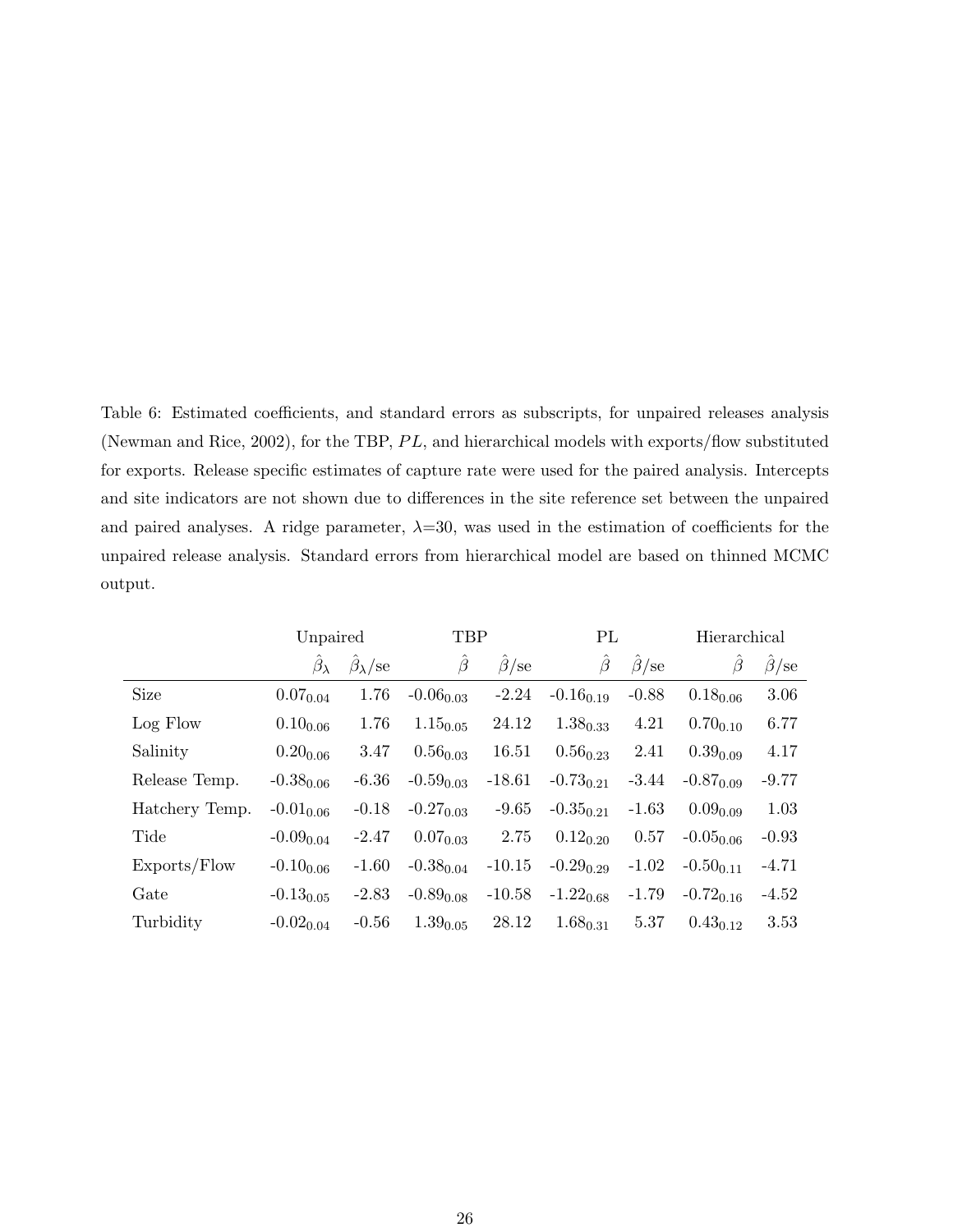Table 6: Estimated coefficients, and standard errors as subscripts, for unpaired releases analysis (Newman and Rice, 2002), for the TBP, $PL$, and hierarchical models with exports/flow substituted for exports. Release specific estimates of capture rate were used for the paired analysis. Intercepts and site indicators are not shown due to differences in the site reference set between the unpaired and paired analyses. A ridge parameter, $\lambda$=30, was used in the estimation of coefficients for the unpaired release analysis. Standard errors from hierarchical model are based on thinned MCMC output.

| | Unpaired | | TBP | | PL | | Hierarchical | |
|---|---|---|---|---|---|---|---|---|
| | $\hat{\beta}_\lambda$ | $\hat{\beta}_\lambda$/se | $\hat{\beta}$ | $\hat{\beta}$/se | $\hat{\beta}$ | $\hat{\beta}$/se | $\hat{\beta}$ | $\hat{\beta}$/se |
| Size | $0.07_{0.04}$ | 1.76 | $-0.06_{0.03}$ | -2.24 | $-0.16_{0.19}$ | -0.88 | $0.18_{0.06}$ | 3.06 |
| Log Flow | $0.10_{0.06}$ | 1.76 | $1.15_{0.05}$ | 24.12 | $1.38_{0.33}$ | 4.21 | $0.70_{0.10}$ | 6.77 |
| Salinity | $0.20_{0.06}$ | 3.47 | $0.56_{0.03}$ | 16.51 | $0.56_{0.23}$ | 2.41 | $0.39_{0.09}$ | 4.17 |
| Release Temp. | $-0.38_{0.06}$ | -6.36 | $-0.59_{0.03}$ | -18.61 | $-0.73_{0.21}$ | -3.44 | $-0.87_{0.09}$ | -9.77 |
| Hatchery Temp. | $-0.01_{0.06}$ | -0.18 | $-0.27_{0.03}$ | -9.65 | $-0.35_{0.21}$ | -1.63 | $0.09_{0.09}$ | 1.03 |
| Tide | $-0.09_{0.04}$ | -2.47 | $0.07_{0.03}$ | 2.75 | $0.12_{0.20}$ | 0.57 | $-0.05_{0.06}$ | -0.93 |
| Exports/Flow | $-0.10_{0.06}$ | -1.60 | $-0.38_{0.04}$ | -10.15 | $-0.29_{0.29}$ | -1.02 | $-0.50_{0.11}$ | -4.71 |
| Gate | $-0.13_{0.05}$ | -2.83 | $-0.89_{0.08}$ | -10.58 | $-1.22_{0.68}$ | -1.79 | $-0.72_{0.16}$ | -4.52 |
| Turbidity | $-0.02_{0.04}$ | -0.56 | $1.39_{0.05}$ | 28.12 | $1.68_{0.31}$ | 5.37 | $0.43_{0.12}$ | 3.53 |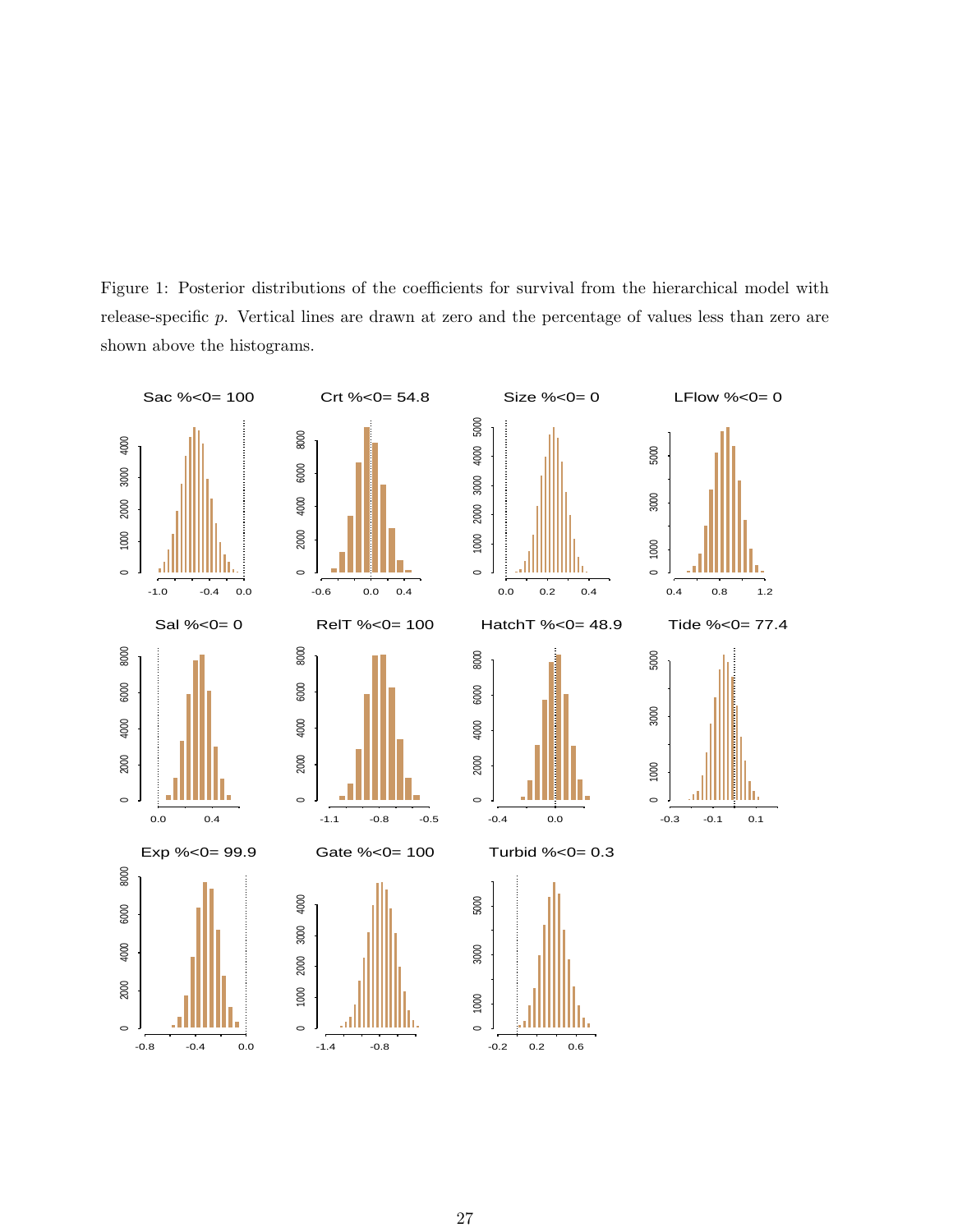Figure 1: Posterior distributions of the coefficients for survival from the hierarchical model with release-specific $p$. Vertical lines are drawn at zero and the percentage of values less than zero are shown above the histograms.

Sac %<0= 100

Crt %<0= 54.8

Size %<0= 0

LFlow %<0= 0

Sal %<0= 0

RelT %<0= 100

HatchT %<0= 48.9

Tide %<0= 77.4

Exp %<0= 99.9

Gate %<0= 100

Turbid %<0= 0.3